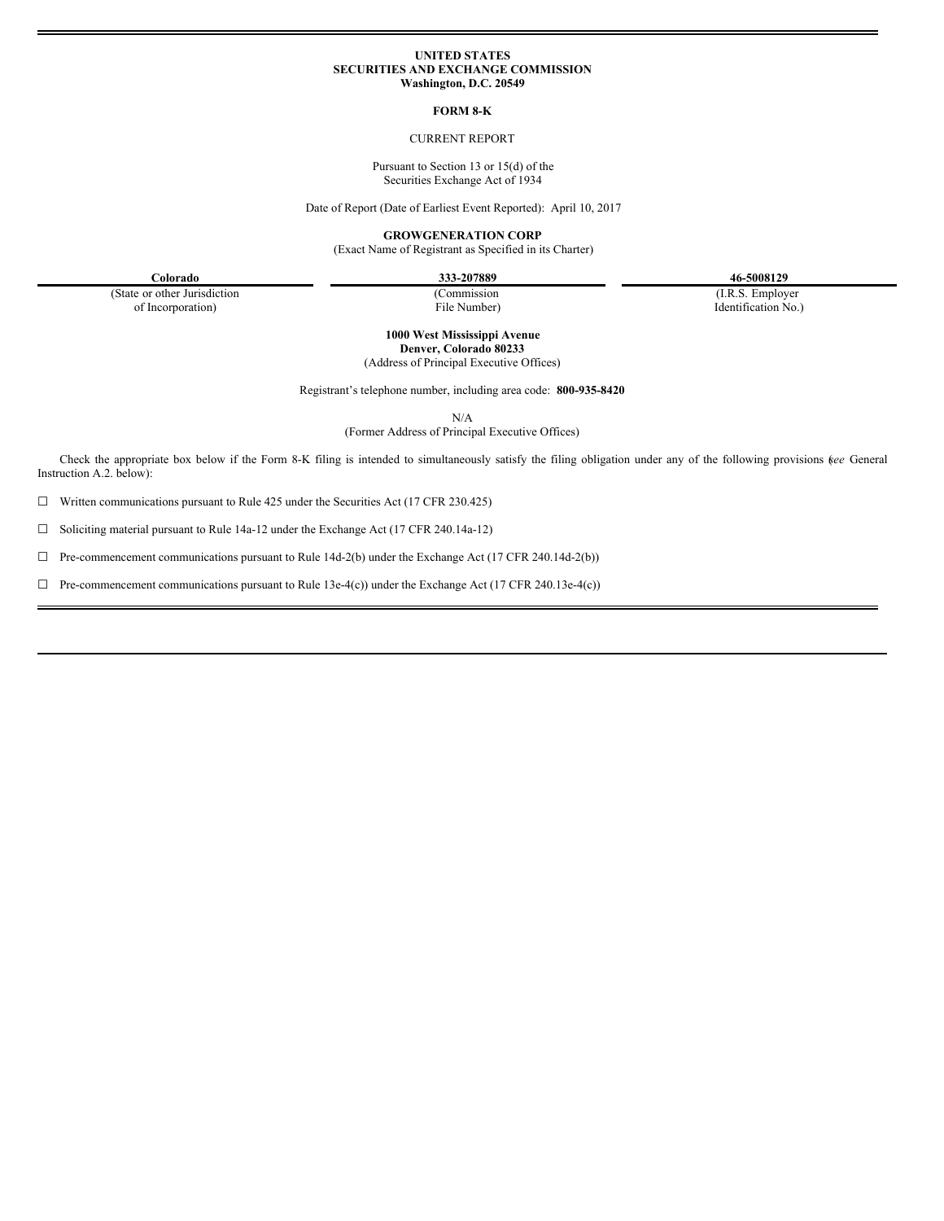**UNITED STATES**
**SECURITIES AND EXCHANGE COMMISSION**
**Washington, D.C. 20549**

**FORM 8-K**

CURRENT REPORT

Pursuant to Section 13 or 15(d) of the
Securities Exchange Act of 1934

Date of Report (Date of Earliest Event Reported): April 10, 2017

**GROWGENERATION CORP**
(Exact Name of Registrant as Specified in its Charter)

| **Colorado** | **333-207889** | **46-5008129** |
|---|---|---|
| (State or other Jurisdiction of Incorporation) | (Commission File Number) | (I.R.S. Employer Identification No.) |

**1000 West Mississippi Avenue**
**Denver, Colorado 80233**
(Address of Principal Executive Offices)

Registrant's telephone number, including area code: **800-935-8420**

N/A
(Former Address of Principal Executive Offices)

Check the appropriate box below if the Form 8-K filing is intended to simultaneously satisfy the filing obligation under any of the following provisions (*see* General Instruction A.2. below):

☐ Written communications pursuant to Rule 425 under the Securities Act (17 CFR 230.425)

☐ Soliciting material pursuant to Rule 14a-12 under the Exchange Act (17 CFR 240.14a-12)

☐ Pre-commencement communications pursuant to Rule 14d-2(b) under the Exchange Act (17 CFR 240.14d-2(b))

☐ Pre-commencement communications pursuant to Rule 13e-4(c)) under the Exchange Act (17 CFR 240.13e-4(c))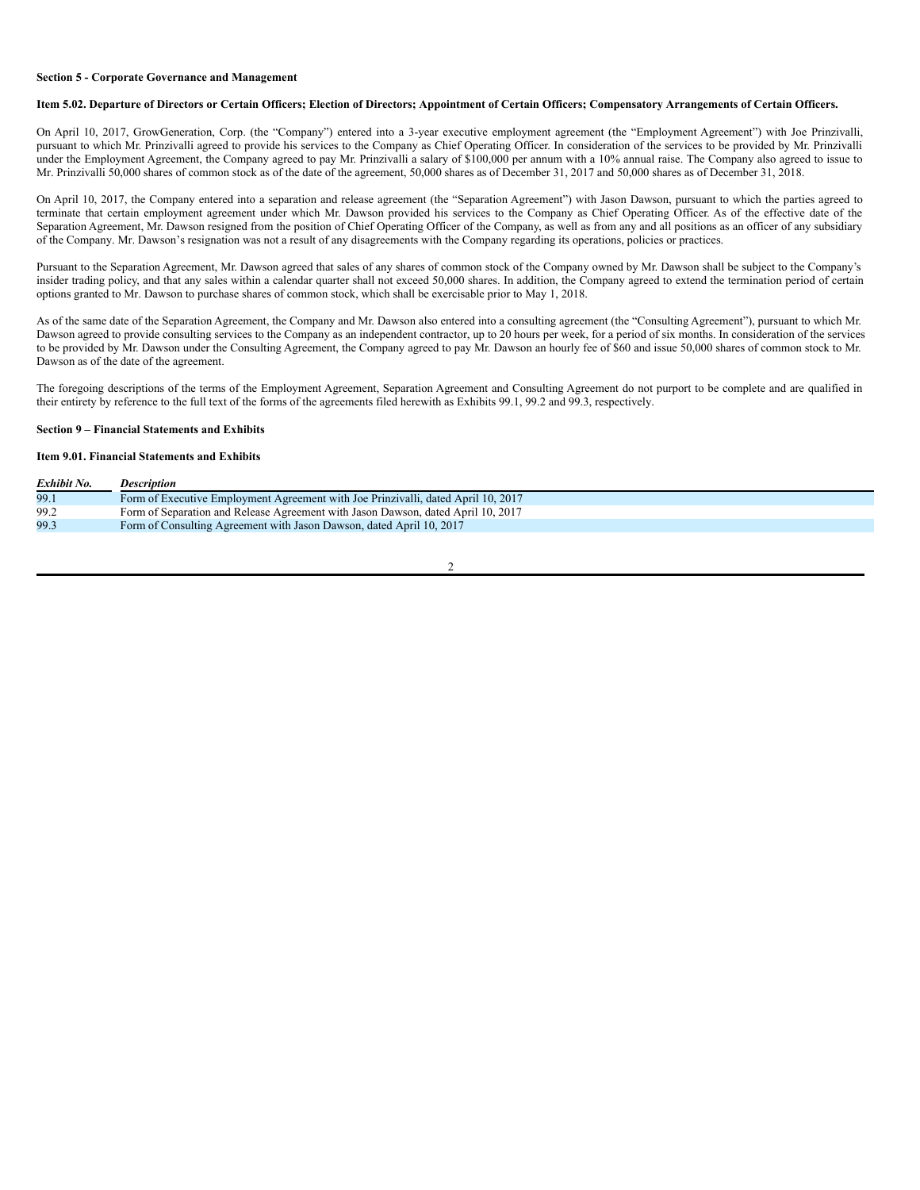**Section 5 - Corporate Governance and Management**

**Item 5.02. Departure of Directors or Certain Officers; Election of Directors; Appointment of Certain Officers; Compensatory Arrangements of Certain Officers.**

On April 10, 2017, GrowGeneration, Corp. (the "Company") entered into a 3-year executive employment agreement (the "Employment Agreement") with Joe Prinzivalli, pursuant to which Mr. Prinzivalli agreed to provide his services to the Company as Chief Operating Officer. In consideration of the services to be provided by Mr. Prinzivalli under the Employment Agreement, the Company agreed to pay Mr. Prinzivalli a salary of $100,000 per annum with a 10% annual raise. The Company also agreed to issue to Mr. Prinzivalli 50,000 shares of common stock as of the date of the agreement, 50,000 shares as of December 31, 2017 and 50,000 shares as of December 31, 2018.

On April 10, 2017, the Company entered into a separation and release agreement (the "Separation Agreement") with Jason Dawson, pursuant to which the parties agreed to terminate that certain employment agreement under which Mr. Dawson provided his services to the Company as Chief Operating Officer. As of the effective date of the Separation Agreement, Mr. Dawson resigned from the position of Chief Operating Officer of the Company, as well as from any and all positions as an officer of any subsidiary of the Company. Mr. Dawson's resignation was not a result of any disagreements with the Company regarding its operations, policies or practices.

Pursuant to the Separation Agreement, Mr. Dawson agreed that sales of any shares of common stock of the Company owned by Mr. Dawson shall be subject to the Company's insider trading policy, and that any sales within a calendar quarter shall not exceed 50,000 shares. In addition, the Company agreed to extend the termination period of certain options granted to Mr. Dawson to purchase shares of common stock, which shall be exercisable prior to May 1, 2018.

As of the same date of the Separation Agreement, the Company and Mr. Dawson also entered into a consulting agreement (the "Consulting Agreement"), pursuant to which Mr. Dawson agreed to provide consulting services to the Company as an independent contractor, up to 20 hours per week, for a period of six months. In consideration of the services to be provided by Mr. Dawson under the Consulting Agreement, the Company agreed to pay Mr. Dawson an hourly fee of $60 and issue 50,000 shares of common stock to Mr. Dawson as of the date of the agreement.

The foregoing descriptions of the terms of the Employment Agreement, Separation Agreement and Consulting Agreement do not purport to be complete and are qualified in their entirety by reference to the full text of the forms of the agreements filed herewith as Exhibits 99.1, 99.2 and 99.3, respectively.

**Section 9 – Financial Statements and Exhibits**

**Item 9.01. Financial Statements and Exhibits**

| *Exhibit No.* | *Description* |
|---|---|
| 99.1 | Form of Executive Employment Agreement with Joe Prinzivalli, dated April 10, 2017 |
| 99.2 | Form of Separation and Release Agreement with Jason Dawson, dated April 10, 2017 |
| 99.3 | Form of Consulting Agreement with Jason Dawson, dated April 10, 2017 |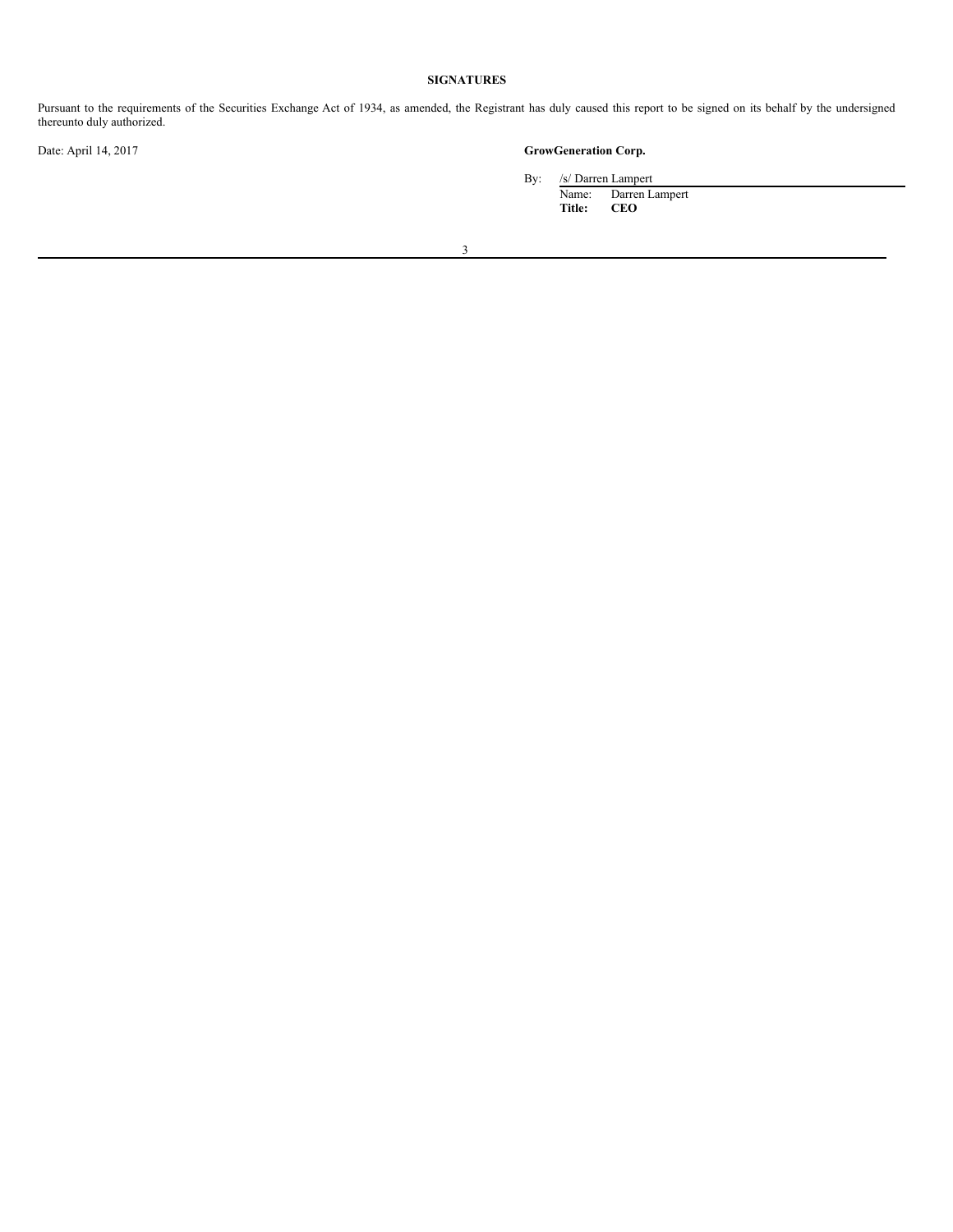**SIGNATURES**

Pursuant to the requirements of the Securities Exchange Act of 1934, as amended, the Registrant has duly caused this report to be signed on its behalf by the undersigned thereunto duly authorized.

Date: April 14, 2017

**GrowGeneration Corp.**

By: /s/ Darren Lampert
Name: Darren Lampert
**Title: CEO**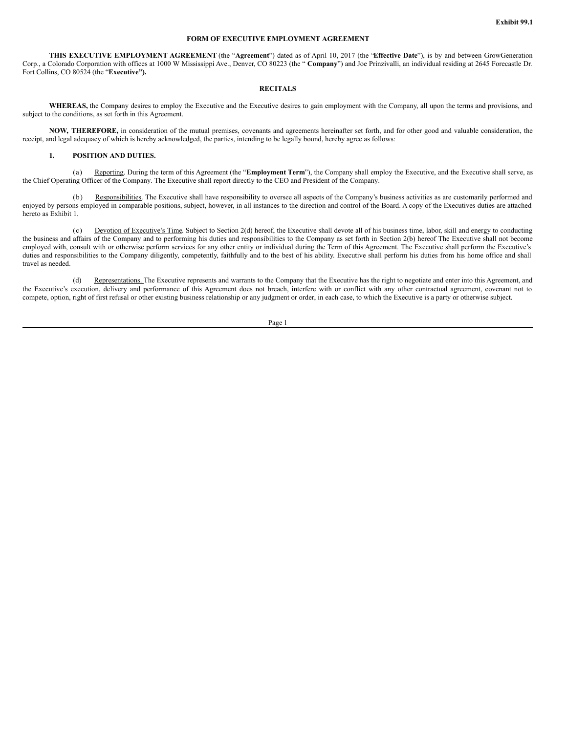Exhibit 99.1

# FORM OF EXECUTIVE EMPLOYMENT AGREEMENT

**THIS EXECUTIVE EMPLOYMENT AGREEMENT** (the "**Agreement**") dated as of April 10, 2017 (the "**Effective Date**"), is by and between GrowGeneration Corp., a Colorado Corporation with offices at 1000 W Mississippi Ave., Denver, CO 80223 (the " **Company**") and Joe Prinzivalli, an individual residing at 2645 Forecastle Dr. Fort Collins, CO 80524 (the "**Executive").**

## RECITALS

**WHEREAS,** the Company desires to employ the Executive and the Executive desires to gain employment with the Company, all upon the terms and provisions, and subject to the conditions, as set forth in this Agreement.

**NOW, THEREFORE,** in consideration of the mutual premises, covenants and agreements hereinafter set forth, and for other good and valuable consideration, the receipt, and legal adequacy of which is hereby acknowledged, the parties, intending to be legally bound, hereby agree as follows:

**1. POSITION AND DUTIES.**

(a) Reporting. During the term of this Agreement (the "**Employment Term**"), the Company shall employ the Executive, and the Executive shall serve, as the Chief Operating Officer of the Company. The Executive shall report directly to the CEO and President of the Company.

(b) Responsibilities. The Executive shall have responsibility to oversee all aspects of the Company's business activities as are customarily performed and enjoyed by persons employed in comparable positions, subject, however, in all instances to the direction and control of the Board. A copy of the Executives duties are attached hereto as Exhibit 1.

(c) Devotion of Executive's Time. Subject to Section 2(d) hereof, the Executive shall devote all of his business time, labor, skill and energy to conducting the business and affairs of the Company and to performing his duties and responsibilities to the Company as set forth in Section 2(b) hereof The Executive shall not become employed with, consult with or otherwise perform services for any other entity or individual during the Term of this Agreement. The Executive shall perform the Executive's duties and responsibilities to the Company diligently, competently, faithfully and to the best of his ability. Executive shall perform his duties from his home office and shall travel as needed.

(d) Representations. The Executive represents and warrants to the Company that the Executive has the right to negotiate and enter into this Agreement, and the Executive's execution, delivery and performance of this Agreement does not breach, interfere with or conflict with any other contractual agreement, covenant not to compete, option, right of first refusal or other existing business relationship or any judgment or order, in each case, to which the Executive is a party or otherwise subject.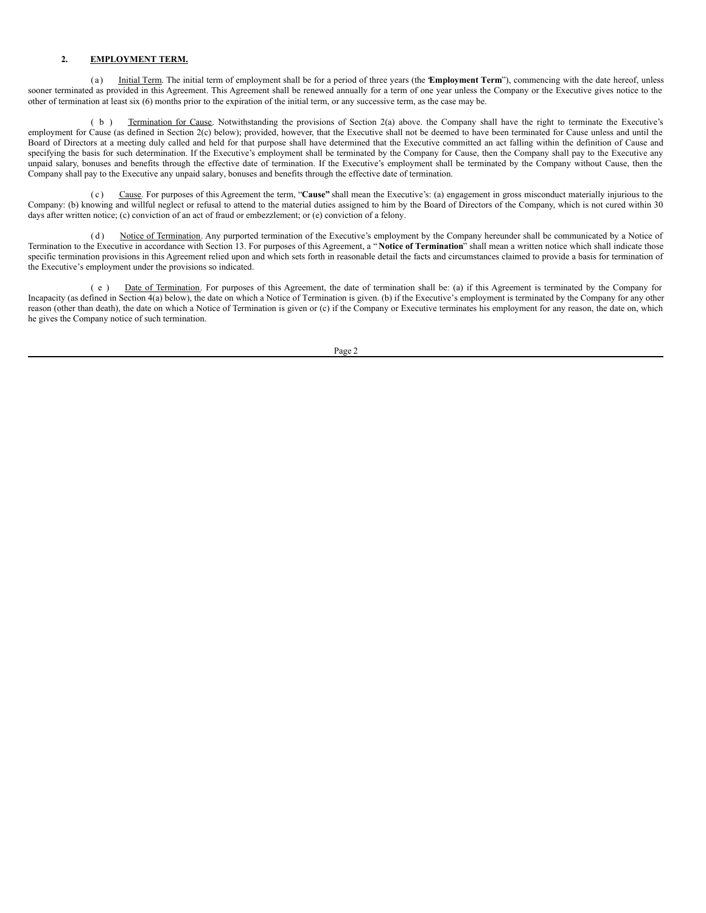## 2. EMPLOYMENT TERM.

(a) Initial Term. The initial term of employment shall be for a period of three years (the "**Employment Term**"), commencing with the date hereof, unless sooner terminated as provided in this Agreement. This Agreement shall be renewed annually for a term of one year unless the Company or the Executive gives notice to the other of termination at least six (6) months prior to the expiration of the initial term, or any successive term, as the case may be.

(b) Termination for Cause. Notwithstanding the provisions of Section 2(a) above. the Company shall have the right to terminate the Executive's employment for Cause (as defined in Section 2(c) below); provided, however, that the Executive shall not be deemed to have been terminated for Cause unless and until the Board of Directors at a meeting duly called and held for that purpose shall have determined that the Executive committed an act falling within the definition of Cause and specifying the basis for such determination. If the Executive's employment shall be terminated by the Company for Cause, then the Company shall pay to the Executive any unpaid salary, bonuses and benefits through the effective date of termination. If the Executive's employment shall be terminated by the Company without Cause, then the Company shall pay to the Executive any unpaid salary, bonuses and benefits through the effective date of termination.

(c) Cause. For purposes of this Agreement the term, "**Cause"** shall mean the Executive's: (a) engagement in gross misconduct materially injurious to the Company: (b) knowing and willful neglect or refusal to attend to the material duties assigned to him by the Board of Directors of the Company, which is not cured within 30 days after written notice; (c) conviction of an act of fraud or embezzlement; or (e) conviction of a felony.

(d) Notice of Termination. Any purported termination of the Executive's employment by the Company hereunder shall be communicated by a Notice of Termination to the Executive in accordance with Section 13. For purposes of this Agreement, a "**Notice of Termination**" shall mean a written notice which shall indicate those specific termination provisions in this Agreement relied upon and which sets forth in reasonable detail the facts and circumstances claimed to provide a basis for termination of the Executive's employment under the provisions so indicated.

(e) Date of Termination. For purposes of this Agreement, the date of termination shall be: (a) if this Agreement is terminated by the Company for Incapacity (as defined in Section 4(a) below), the date on which a Notice of Termination is given. (b) if the Executive's employment is terminated by the Company for any other reason (other than death), the date on which a Notice of Termination is given or (c) if the Company or Executive terminates his employment for any reason, the date on, which he gives the Company notice of such termination.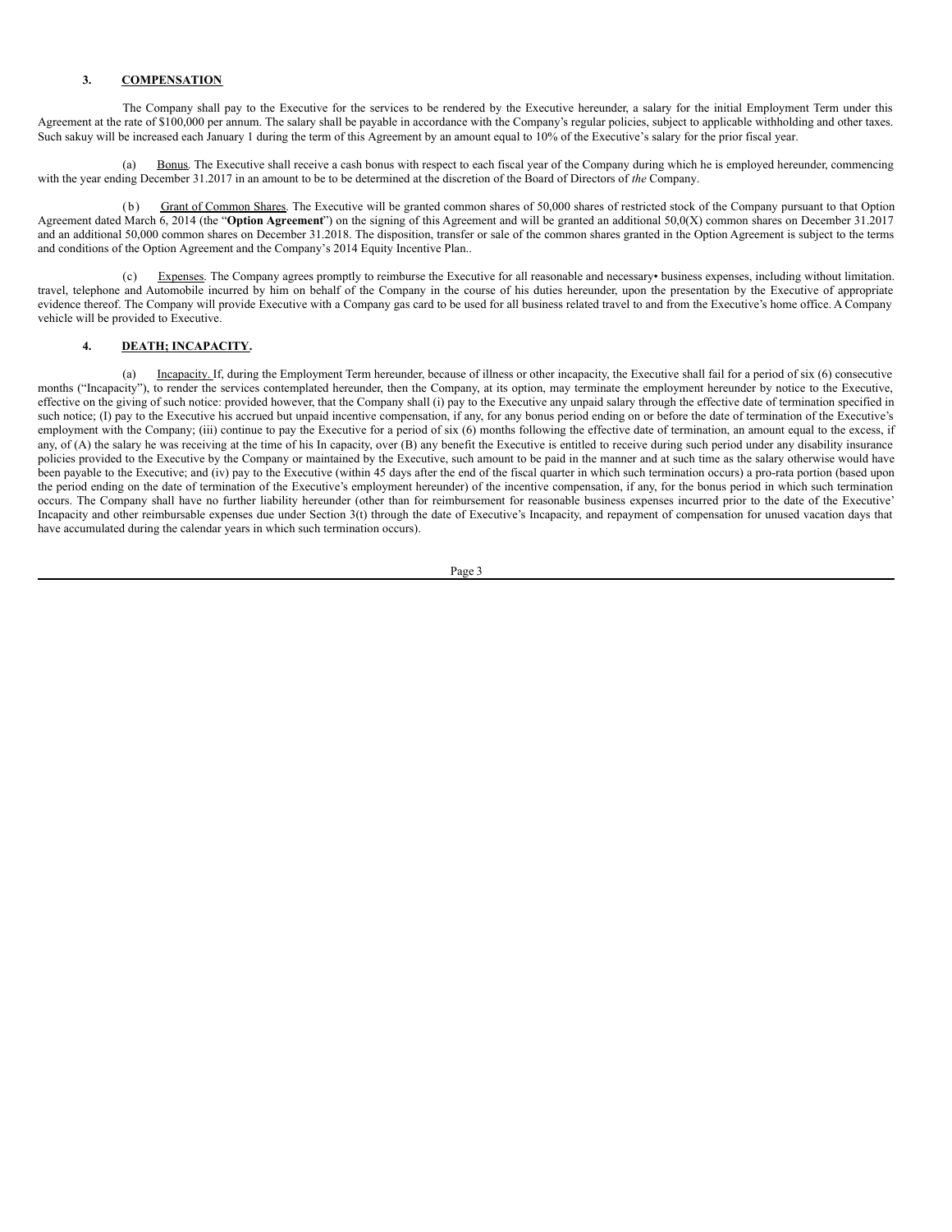**3. COMPENSATION**

The Company shall pay to the Executive for the services to be rendered by the Executive hereunder, a salary for the initial Employment Term under this Agreement at the rate of $100,000 per annum. The salary shall be payable in accordance with the Company's regular policies, subject to applicable withholding and other taxes. Such sakuy will be increased each January 1 during the term of this Agreement by an amount equal to 10% of the Executive's salary for the prior fiscal year.

(a) Bonus. The Executive shall receive a cash bonus with respect to each fiscal year of the Company during which he is employed hereunder, commencing with the year ending December 31.2017 in an amount to be to be determined at the discretion of the Board of Directors of *the* Company.

(b) Grant of Common Shares. The Executive will be granted common shares of 50,000 shares of restricted stock of the Company pursuant to that Option Agreement dated March 6, 2014 (the "**Option Agreement**") on the signing of this Agreement and will be granted an additional 50,0(X) common shares on December 31.2017 and an additional 50,000 common shares on December 31.2018. The disposition, transfer or sale of the common shares granted in the Option Agreement is subject to the terms and conditions of the Option Agreement and the Company's 2014 Equity Incentive Plan..

(c) Expenses. The Company agrees promptly to reimburse the Executive for all reasonable and necessary• business expenses, including without limitation. travel, telephone and Automobile incurred by him on behalf of the Company in the course of his duties hereunder, upon the presentation by the Executive of appropriate evidence thereof. The Company will provide Executive with a Company gas card to be used for all business related travel to and from the Executive's home office. A Company vehicle will be provided to Executive.

**4. DEATH; INCAPACITY.**

(a) Incapacity. If, during the Employment Term hereunder, because of illness or other incapacity, the Executive shall fail for a period of six (6) consecutive months ("Incapacity"), to render the services contemplated hereunder, then the Company, at its option, may terminate the employment hereunder by notice to the Executive, effective on the giving of such notice: provided however, that the Company shall (i) pay to the Executive any unpaid salary through the effective date of termination specified in such notice; (I) pay to the Executive his accrued but unpaid incentive compensation, if any, for any bonus period ending on or before the date of termination of the Executive's employment with the Company; (iii) continue to pay the Executive for a period of six (6) months following the effective date of termination, an amount equal to the excess, if any, of (A) the salary he was receiving at the time of his In capacity, over (B) any benefit the Executive is entitled to receive during such period under any disability insurance policies provided to the Executive by the Company or maintained by the Executive, such amount to be paid in the manner and at such time as the salary otherwise would have been payable to the Executive; and (iv) pay to the Executive (within 45 days after the end of the fiscal quarter in which such termination occurs) a pro-rata portion (based upon the period ending on the date of termination of the Executive's employment hereunder) of the incentive compensation, if any, for the bonus period in which such termination occurs. The Company shall have no further liability hereunder (other than for reimbursement for reasonable business expenses incurred prior to the date of the Executive' Incapacity and other reimbursable expenses due under Section 3(t) through the date of Executive's Incapacity, and repayment of compensation for unused vacation days that have accumulated during the calendar years in which such termination occurs).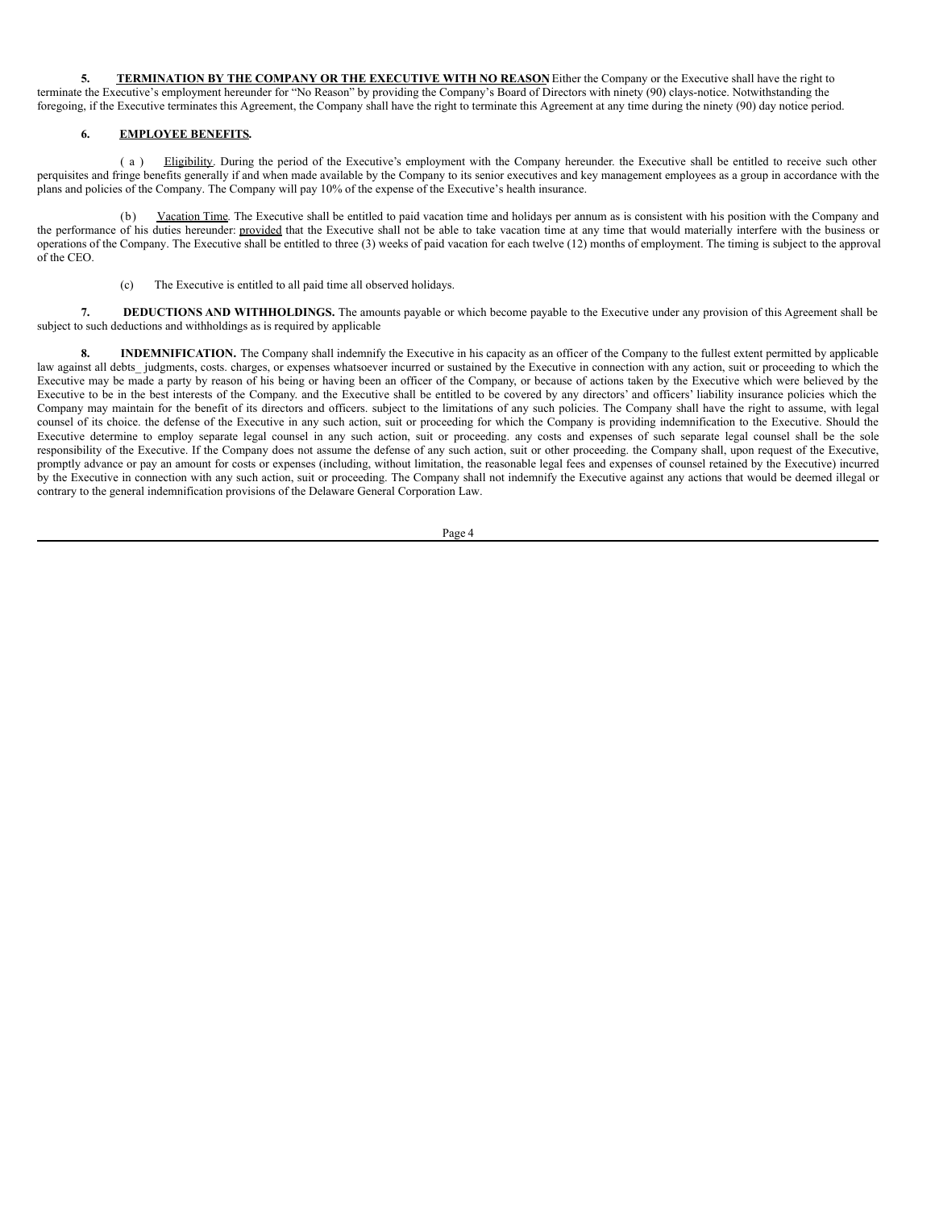**5. TERMINATION BY THE COMPANY OR THE EXECUTIVE WITH NO REASON** Either the Company or the Executive shall have the right to terminate the Executive's employment hereunder for "No Reason" by providing the Company's Board of Directors with ninety (90) clays-notice. Notwithstanding the foregoing, if the Executive terminates this Agreement, the Company shall have the right to terminate this Agreement at any time during the ninety (90) day notice period.

**6. EMPLOYEE BENEFITS.**

(a) Eligibility. During the period of the Executive's employment with the Company hereunder. the Executive shall be entitled to receive such other perquisites and fringe benefits generally if and when made available by the Company to its senior executives and key management employees as a group in accordance with the plans and policies of the Company. The Company will pay 10% of the expense of the Executive's health insurance.

(b) Vacation Time. The Executive shall be entitled to paid vacation time and holidays per annum as is consistent with his position with the Company and the performance of his duties hereunder: provided that the Executive shall not be able to take vacation time at any time that would materially interfere with the business or operations of the Company. The Executive shall be entitled to three (3) weeks of paid vacation for each twelve (12) months of employment. The timing is subject to the approval of the CEO.

(c) The Executive is entitled to all paid time all observed holidays.

**7. DEDUCTIONS AND WITHHOLDINGS.** The amounts payable or which become payable to the Executive under any provision of this Agreement shall be subject to such deductions and withholdings as is required by applicable

**8. INDEMNIFICATION.** The Company shall indemnify the Executive in his capacity as an officer of the Company to the fullest extent permitted by applicable law against all debts_ judgments, costs. charges, or expenses whatsoever incurred or sustained by the Executive in connection with any action, suit or proceeding to which the Executive may be made a party by reason of his being or having been an officer of the Company, or because of actions taken by the Executive which were believed by the Executive to be in the best interests of the Company. and the Executive shall be entitled to be covered by any directors' and officers' liability insurance policies which the Company may maintain for the benefit of its directors and officers. subject to the limitations of any such policies. The Company shall have the right to assume, with legal counsel of its choice. the defense of the Executive in any such action, suit or proceeding for which the Company is providing indemnification to the Executive. Should the Executive determine to employ separate legal counsel in any such action, suit or proceeding. any costs and expenses of such separate legal counsel shall be the sole responsibility of the Executive. If the Company does not assume the defense of any such action, suit or other proceeding. the Company shall, upon request of the Executive, promptly advance or pay an amount for costs or expenses (including, without limitation, the reasonable legal fees and expenses of counsel retained by the Executive) incurred by the Executive in connection with any such action, suit or proceeding. The Company shall not indemnify the Executive against any actions that would be deemed illegal or contrary to the general indemnification provisions of the Delaware General Corporation Law.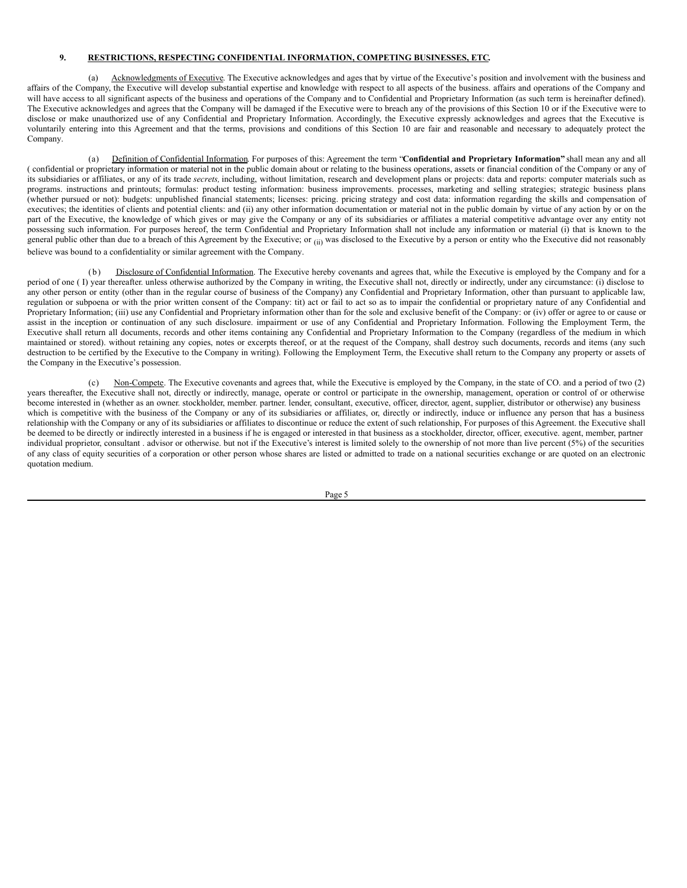**9. RESTRICTIONS, RESPECTING CONFIDENTIAL INFORMATION, COMPETING BUSINESSES, ETC.**

(a) Acknowledgments of Executive. The Executive acknowledges and ages that by virtue of the Executive's position and involvement with the business and affairs of the Company, the Executive will develop substantial expertise and knowledge with respect to all aspects of the business. affairs and operations of the Company and will have access to all significant aspects of the business and operations of the Company and to Confidential and Proprietary Information (as such term is hereinafter defined). The Executive acknowledges and agrees that the Company will be damaged if the Executive were to breach any of the provisions of this Section 10 or if the Executive were to disclose or make unauthorized use of any Confidential and Proprietary Information. Accordingly, the Executive expressly acknowledges and agrees that the Executive is voluntarily entering into this Agreement and that the terms, provisions and conditions of this Section 10 are fair and reasonable and necessary to adequately protect the Company.

(a) Definition of Confidential Information. For purposes of this: Agreement the term "**Confidential and Proprietary Information"** shall mean any and all ( confidential or proprietary information or material not in the public domain about or relating to the business operations, assets or financial condition of the Company or any of its subsidiaries or affiliates, or any of its trade *secrets,* including, without limitation, research and development plans or projects: data and reports: computer materials such as programs. instructions and printouts; formulas: product testing information: business improvements. processes, marketing and selling strategies; strategic business plans (whether pursued or not): budgets: unpublished financial statements; licenses: pricing. pricing strategy and cost data: information regarding the skills and compensation of executives; the identities of clients and potential clients: and (ii) any other information documentation or material not in the public domain by virtue of any action by or on the part of the Executive, the knowledge of which gives or may give the Company or any of its subsidiaries or affiliates a material competitive advantage over any entity not possessing such information. For purposes hereof, the term Confidential and Proprietary Information shall not include any information or material (i) that is known to the general public other than due to a breach of this Agreement by the Executive; or (ii) was disclosed to the Executive by a person or entity who the Executive did not reasonably believe was bound to a confidentiality or similar agreement with the Company.

(b) Disclosure of Confidential Information. The Executive hereby covenants and agrees that, while the Executive is employed by the Company and for a period of one ( I) year thereafter. unless otherwise authorized by the Company in writing, the Executive shall not, directly or indirectly, under any circumstance: (i) disclose to any other person or entity (other than in the regular course of business of the Company) any Confidential and Proprietary Information, other than pursuant to applicable law, regulation or subpoena or with the prior written consent of the Company: tit) act or fail to act so as to impair the confidential or proprietary nature of any Confidential and Proprietary Information; (iii) use any Confidential and Proprietary information other than for the sole and exclusive benefit of the Company: or (iv) offer or agree to or cause or assist in the inception or continuation of any such disclosure. impairment or use of any Confidential and Proprietary Information. Following the Employment Term, the Executive shall return all documents, records and other items containing any Confidential and Proprietary Information to the Company (regardless of the medium in which maintained or stored). without retaining any copies, notes or excerpts thereof, or at the request of the Company, shall destroy such documents, records and items (any such destruction to be certified by the Executive to the Company in writing). Following the Employment Term, the Executive shall return to the Company any property or assets of the Company in the Executive's possession.

(c) Non-Compete. The Executive covenants and agrees that, while the Executive is employed by the Company, in the state of CO. and a period of two (2) years thereafter, the Executive shall not, directly or indirectly, manage, operate or control or participate in the ownership, management, operation or control of or otherwise become interested in (whether as an owner. stockholder, member. partner. lender, consultant, executive, officer, director, agent, supplier, distributor or otherwise) any business which is competitive with the business of the Company or any of its subsidiaries or affiliates, or, directly or indirectly, induce or influence any person that has a business relationship with the Company or any of its subsidiaries or affiliates to discontinue or reduce the extent of such relationship, For purposes of this Agreement. the Executive shall be deemed to be directly or indirectly interested in a business if he is engaged or interested in that business as a stockholder, director, officer, executive. agent, member, partner individual proprietor, consultant . advisor or otherwise. but not if the Executive's interest is limited solely to the ownership of not more than live percent (5%) of the securities of any class of equity securities of a corporation or other person whose shares are listed or admitted to trade on a national securities exchange or are quoted on an electronic quotation medium.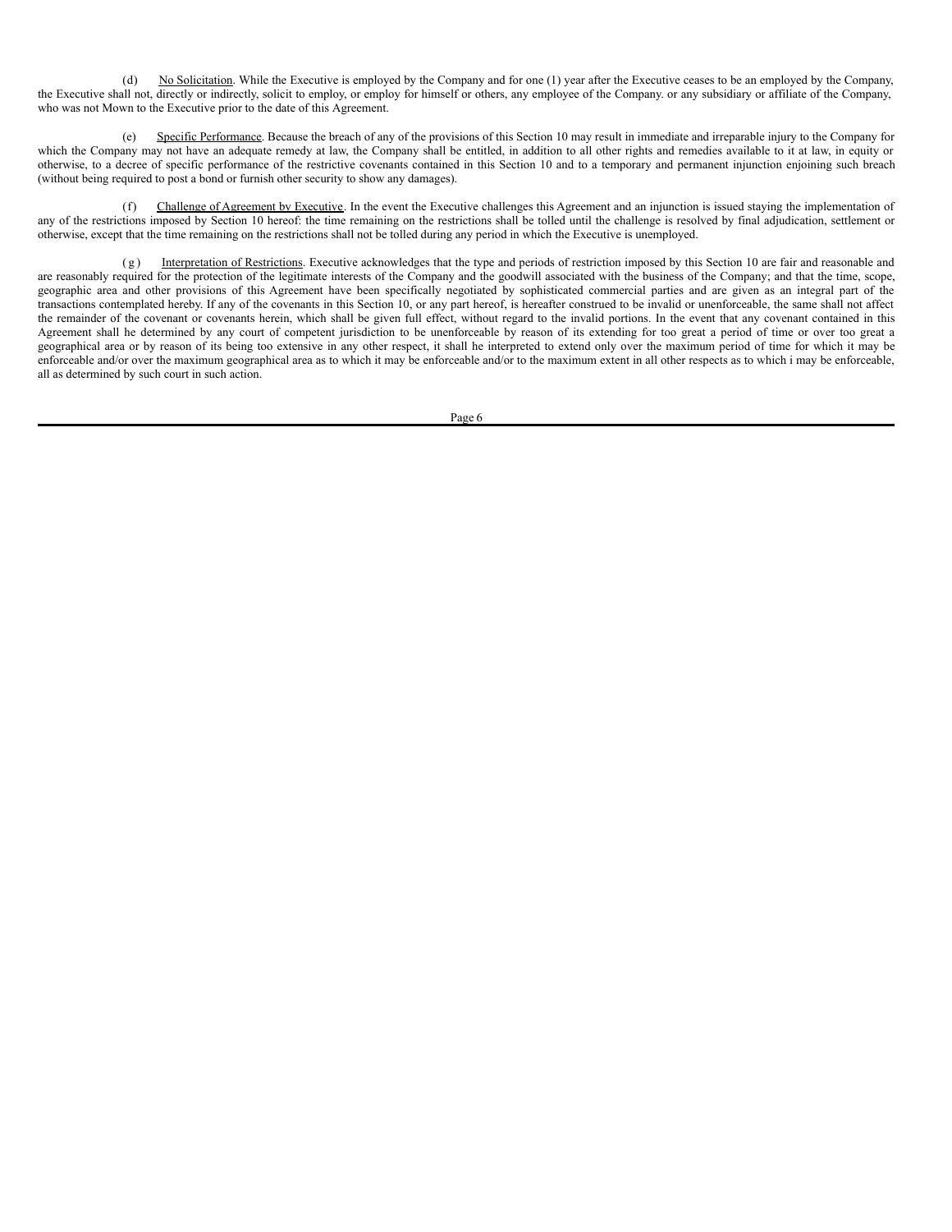(d) No Solicitation. While the Executive is employed by the Company and for one (1) year after the Executive ceases to be an employed by the Company, the Executive shall not, directly or indirectly, solicit to employ, or employ for himself or others, any employee of the Company. or any subsidiary or affiliate of the Company, who was not Mown to the Executive prior to the date of this Agreement.

(e) Specific Performance. Because the breach of any of the provisions of this Section 10 may result in immediate and irreparable injury to the Company for which the Company may not have an adequate remedy at law, the Company shall be entitled, in addition to all other rights and remedies available to it at law, in equity or otherwise, to a decree of specific performance of the restrictive covenants contained in this Section 10 and to a temporary and permanent injunction enjoining such breach (without being required to post a bond or furnish other security to show any damages).

(f) Challenge of Agreement by Executive. In the event the Executive challenges this Agreement and an injunction is issued staying the implementation of any of the restrictions imposed by Section 10 hereof: the time remaining on the restrictions shall be tolled until the challenge is resolved by final adjudication, settlement or otherwise, except that the time remaining on the restrictions shall not be tolled during any period in which the Executive is unemployed.

(g) Interpretation of Restrictions. Executive acknowledges that the type and periods of restriction imposed by this Section 10 are fair and reasonable and are reasonably required for the protection of the legitimate interests of the Company and the goodwill associated with the business of the Company; and that the time, scope, geographic area and other provisions of this Agreement have been specifically negotiated by sophisticated commercial parties and are given as an integral part of the transactions contemplated hereby. If any of the covenants in this Section 10, or any part hereof, is hereafter construed to be invalid or unenforceable, the same shall not affect the remainder of the covenant or covenants herein, which shall be given full effect, without regard to the invalid portions. In the event that any covenant contained in this Agreement shall he determined by any court of competent jurisdiction to be unenforceable by reason of its extending for too great a period of time or over too great a geographical area or by reason of its being too extensive in any other respect, it shall he interpreted to extend only over the maximum period of time for which it may be enforceable and/or over the maximum geographical area as to which it may be enforceable and/or to the maximum extent in all other respects as to which i may be enforceable, all as determined by such court in such action.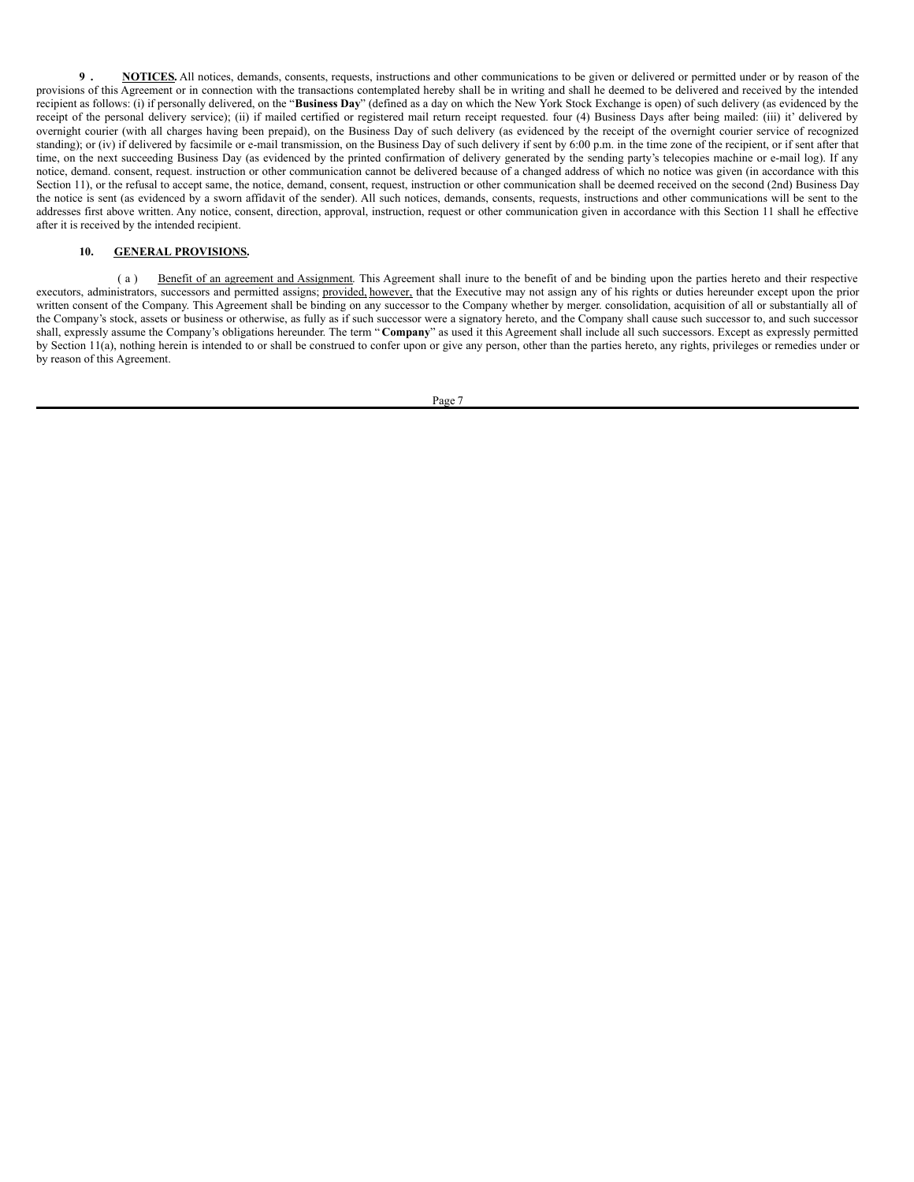**9 . NOTICES.** All notices, demands, consents, requests, instructions and other communications to be given or delivered or permitted under or by reason of the provisions of this Agreement or in connection with the transactions contemplated hereby shall be in writing and shall he deemed to be delivered and received by the intended recipient as follows: (i) if personally delivered, on the "**Business Day**" (defined as a day on which the New York Stock Exchange is open) of such delivery (as evidenced by the receipt of the personal delivery service); (ii) if mailed certified or registered mail return receipt requested. four (4) Business Days after being mailed: (iii) it' delivered by overnight courier (with all charges having been prepaid), on the Business Day of such delivery (as evidenced by the receipt of the overnight courier service of recognized standing); or (iv) if delivered by facsimile or e-mail transmission, on the Business Day of such delivery if sent by 6:00 p.m. in the time zone of the recipient, or if sent after that time, on the next succeeding Business Day (as evidenced by the printed confirmation of delivery generated by the sending party's telecopies machine or e-mail log). If any notice, demand. consent, request. instruction or other communication cannot be delivered because of a changed address of which no notice was given (in accordance with this Section 11), or the refusal to accept same, the notice, demand, consent, request, instruction or other communication shall be deemed received on the second (2nd) Business Day the notice is sent (as evidenced by a sworn affidavit of the sender). All such notices, demands, consents, requests, instructions and other communications will be sent to the addresses first above written. Any notice, consent, direction, approval, instruction, request or other communication given in accordance with this Section 11 shall he effective after it is received by the intended recipient.

**10. GENERAL PROVISIONS.**

( a ) Benefit of an agreement and Assignment. This Agreement shall inure to the benefit of and be binding upon the parties hereto and their respective executors, administrators, successors and permitted assigns; provided, however, that the Executive may not assign any of his rights or duties hereunder except upon the prior written consent of the Company. This Agreement shall be binding on any successor to the Company whether by merger. consolidation, acquisition of all or substantially all of the Company's stock, assets or business or otherwise, as fully as if such successor were a signatory hereto, and the Company shall cause such successor to, and such successor shall, expressly assume the Company's obligations hereunder. The term "**Company**" as used it this Agreement shall include all such successors. Except as expressly permitted by Section 11(a), nothing herein is intended to or shall be construed to confer upon or give any person, other than the parties hereto, any rights, privileges or remedies under or by reason of this Agreement.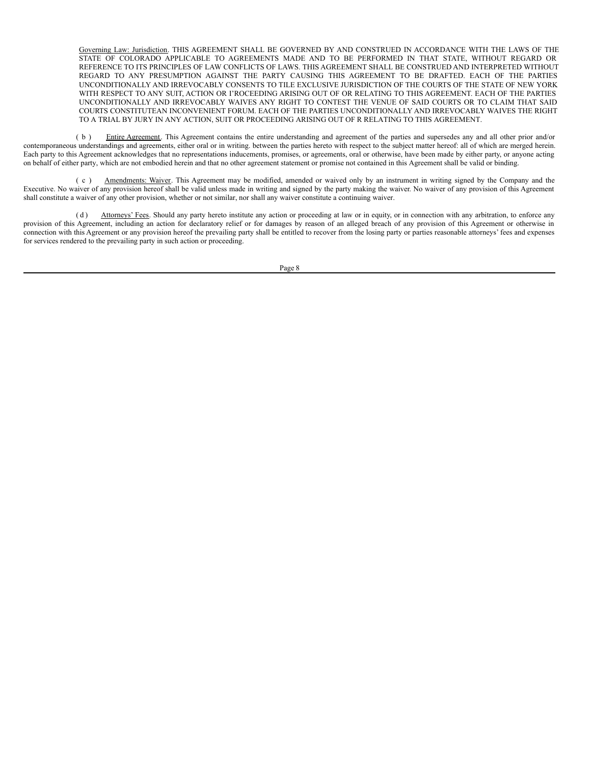Governing Law: Jurisdiction. THIS AGREEMENT SHALL BE GOVERNED BY AND CONSTRUED IN ACCORDANCE WITH THE LAWS OF THE STATE OF COLORADO APPLICABLE TO AGREEMENTS MADE AND TO BE PERFORMED IN THAT STATE, WITHOUT REGARD OR REFERENCE TO ITS PRINCIPLES OF LAW CONFLICTS OF LAWS. THIS AGREEMENT SHALL BE CONSTRUED AND INTERPRETED WITHOUT REGARD TO ANY PRESUMPTION AGAINST THE PARTY CAUSING THIS AGREEMENT TO BE DRAFTED. EACH OF THE PARTIES UNCONDITIONALLY AND IRREVOCABLY CONSENTS TO TILE EXCLUSIVE JURISDICTION OF THE COURTS OF THE STATE OF NEW YORK WITH RESPECT TO ANY SUIT, ACTION OR I'ROCEEDING ARISING OUT OF OR RELATING TO THIS AGREEMENT. EACH OF THE PARTIES UNCONDITIONALLY AND IRREVOCABLY WAIVES ANY RIGHT TO CONTEST THE VENUE OF SAID COURTS OR TO CLAIM THAT SAID COURTS CONSTITUTEAN INCONVENIENT FORUM. EACH OF THE PARTIES UNCONDITIONALLY AND IRREVOCABLY WAIVES THE RIGHT TO A TRIAL BY JURY IN ANY ACTION, SUIT OR PROCEEDING ARISING OUT OF R RELATING TO THIS AGREEMENT.

(b) Entire Agreement. This Agreement contains the entire understanding and agreement of the parties and supersedes any and all other prior and/or contemporaneous understandings and agreements, either oral or in writing. between the parties hereto with respect to the subject matter hereof: all of which are merged herein. Each party to this Agreement acknowledges that no representations inducements, promises, or agreements, oral or otherwise, have been made by either party, or anyone acting on behalf of either party, which are not embodied herein and that no other agreement statement or promise not contained in this Agreement shall be valid or binding.

(c) Amendments: Waiver. This Agreement may be modified, amended or waived only by an instrument in writing signed by the Company and the Executive. No waiver of any provision hereof shall be valid unless made in writing and signed by the party making the waiver. No waiver of any provision of this Agreement shall constitute a waiver of any other provision, whether or not similar, nor shall any waiver constitute a continuing waiver.

(d) Attorneys' Fees. Should any party hereto institute any action or proceeding at law or in equity, or in connection with any arbitration, to enforce any provision of this Agreement, including an action for declaratory relief or for damages by reason of an alleged breach of any provision of this Agreement or otherwise in connection with this Agreement or any provision hereof the prevailing party shall be entitled to recover from the losing party or parties reasonable attorneys' fees and expenses for services rendered to the prevailing party in such action or proceeding.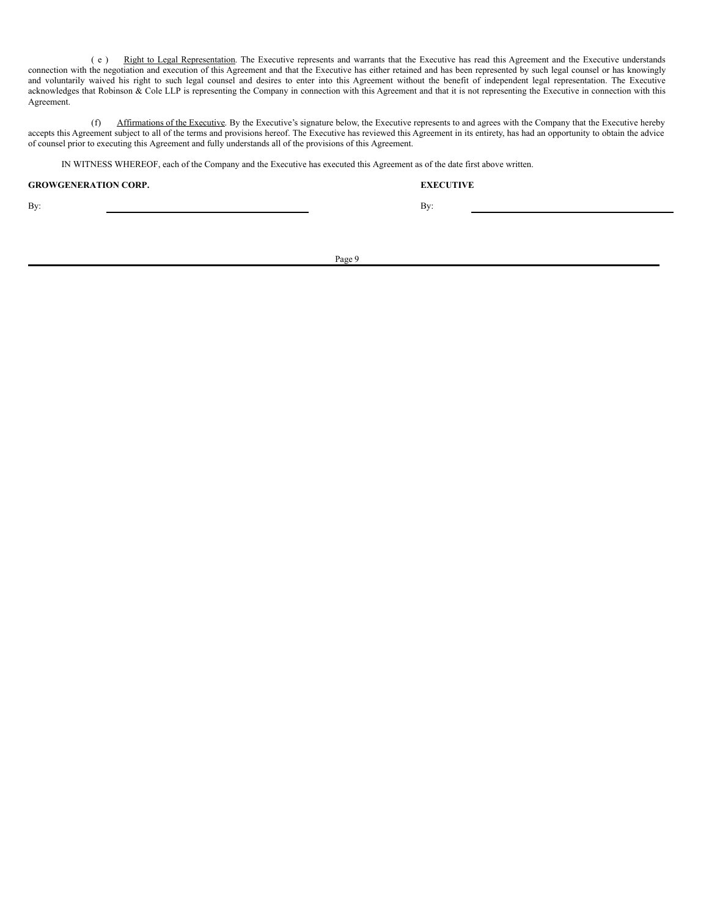(e) Right to Legal Representation. The Executive represents and warrants that the Executive has read this Agreement and the Executive understands connection with the negotiation and execution of this Agreement and that the Executive has either retained and has been represented by such legal counsel or has knowingly and voluntarily waived his right to such legal counsel and desires to enter into this Agreement without the benefit of independent legal representation. The Executive acknowledges that Robinson & Cole LLP is representing the Company in connection with this Agreement and that it is not representing the Executive in connection with this Agreement.

(f) Affirmations of the Executive. By the Executive's signature below, the Executive represents to and agrees with the Company that the Executive hereby accepts this Agreement subject to all of the terms and provisions hereof. The Executive has reviewed this Agreement in its entirety, has had an opportunity to obtain the advice of counsel prior to executing this Agreement and fully understands all of the provisions of this Agreement.

IN WITNESS WHEREOF, each of the Company and the Executive has executed this Agreement as of the date first above written.

| **GROWGENERATION CORP.** | **EXECUTIVE** |
| --- | --- |
| By: \_\_\_\_\_\_\_\_\_\_\_\_\_\_\_\_\_\_\_\_\_\_\_\_\_\_\_\_ | By: \_\_\_\_\_\_\_\_\_\_\_\_\_\_\_\_\_\_\_\_\_\_\_\_\_\_\_\_ |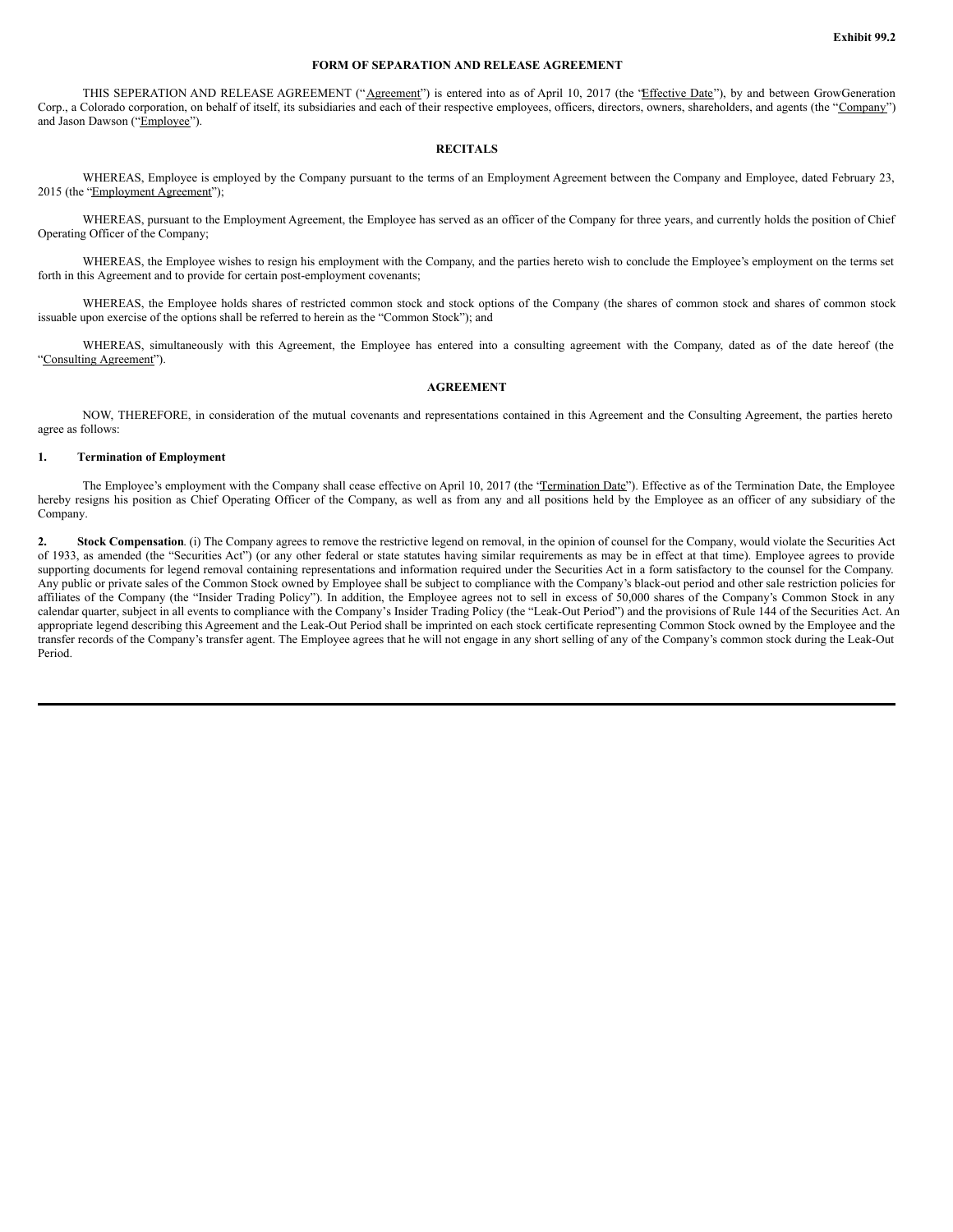Exhibit 99.2

**FORM OF SEPARATION AND RELEASE AGREEMENT**

THIS SEPERATION AND RELEASE AGREEMENT ("Agreement") is entered into as of April 10, 2017 (the "Effective Date"), by and between GrowGeneration Corp., a Colorado corporation, on behalf of itself, its subsidiaries and each of their respective employees, officers, directors, owners, shareholders, and agents (the "Company") and Jason Dawson ("Employee").

**RECITALS**

WHEREAS, Employee is employed by the Company pursuant to the terms of an Employment Agreement between the Company and Employee, dated February 23, 2015 (the "Employment Agreement");

WHEREAS, pursuant to the Employment Agreement, the Employee has served as an officer of the Company for three years, and currently holds the position of Chief Operating Officer of the Company;

WHEREAS, the Employee wishes to resign his employment with the Company, and the parties hereto wish to conclude the Employee's employment on the terms set forth in this Agreement and to provide for certain post-employment covenants;

WHEREAS, the Employee holds shares of restricted common stock and stock options of the Company (the shares of common stock and shares of common stock issuable upon exercise of the options shall be referred to herein as the "Common Stock"); and

WHEREAS, simultaneously with this Agreement, the Employee has entered into a consulting agreement with the Company, dated as of the date hereof (the "Consulting Agreement").

**AGREEMENT**

NOW, THEREFORE, in consideration of the mutual covenants and representations contained in this Agreement and the Consulting Agreement, the parties hereto agree as follows:

**1. Termination of Employment**

The Employee's employment with the Company shall cease effective on April 10, 2017 (the "Termination Date"). Effective as of the Termination Date, the Employee hereby resigns his position as Chief Operating Officer of the Company, as well as from any and all positions held by the Employee as an officer of any subsidiary of the Company.

**2. Stock Compensation**. (i) The Company agrees to remove the restrictive legend on removal, in the opinion of counsel for the Company, would violate the Securities Act of 1933, as amended (the "Securities Act") (or any other federal or state statutes having similar requirements as may be in effect at that time). Employee agrees to provide supporting documents for legend removal containing representations and information required under the Securities Act in a form satisfactory to the counsel for the Company. Any public or private sales of the Common Stock owned by Employee shall be subject to compliance with the Company's black-out period and other sale restriction policies for affiliates of the Company (the "Insider Trading Policy"). In addition, the Employee agrees not to sell in excess of 50,000 shares of the Company's Common Stock in any calendar quarter, subject in all events to compliance with the Company's Insider Trading Policy (the "Leak-Out Period") and the provisions of Rule 144 of the Securities Act. An appropriate legend describing this Agreement and the Leak-Out Period shall be imprinted on each stock certificate representing Common Stock owned by the Employee and the transfer records of the Company's transfer agent. The Employee agrees that he will not engage in any short selling of any of the Company's common stock during the Leak-Out Period.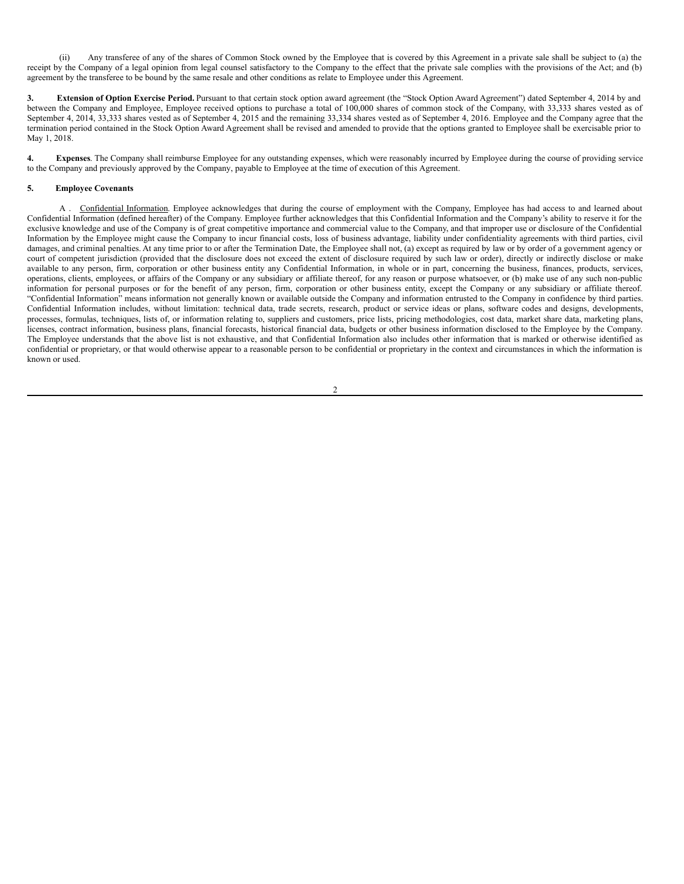(ii) Any transferee of any of the shares of Common Stock owned by the Employee that is covered by this Agreement in a private sale shall be subject to (a) the receipt by the Company of a legal opinion from legal counsel satisfactory to the Company to the effect that the private sale complies with the provisions of the Act; and (b) agreement by the transferee to be bound by the same resale and other conditions as relate to Employee under this Agreement.

**3. Extension of Option Exercise Period.** Pursuant to that certain stock option award agreement (the "Stock Option Award Agreement") dated September 4, 2014 by and between the Company and Employee, Employee received options to purchase a total of 100,000 shares of common stock of the Company, with 33,333 shares vested as of September 4, 2014, 33,333 shares vested as of September 4, 2015 and the remaining 33,334 shares vested as of September 4, 2016. Employee and the Company agree that the termination period contained in the Stock Option Award Agreement shall be revised and amended to provide that the options granted to Employee shall be exercisable prior to May 1, 2018.

**4. Expenses**. The Company shall reimburse Employee for any outstanding expenses, which were reasonably incurred by Employee during the course of providing service to the Company and previously approved by the Company, payable to Employee at the time of execution of this Agreement.

**5. Employee Covenants**

A . Confidential Information. Employee acknowledges that during the course of employment with the Company, Employee has had access to and learned about Confidential Information (defined hereafter) of the Company. Employee further acknowledges that this Confidential Information and the Company's ability to reserve it for the exclusive knowledge and use of the Company is of great competitive importance and commercial value to the Company, and that improper use or disclosure of the Confidential Information by the Employee might cause the Company to incur financial costs, loss of business advantage, liability under confidentiality agreements with third parties, civil damages, and criminal penalties. At any time prior to or after the Termination Date, the Employee shall not, (a) except as required by law or by order of a government agency or court of competent jurisdiction (provided that the disclosure does not exceed the extent of disclosure required by such law or order), directly or indirectly disclose or make available to any person, firm, corporation or other business entity any Confidential Information, in whole or in part, concerning the business, finances, products, services, operations, clients, employees, or affairs of the Company or any subsidiary or affiliate thereof, for any reason or purpose whatsoever, or (b) make use of any such non-public information for personal purposes or for the benefit of any person, firm, corporation or other business entity, except the Company or any subsidiary or affiliate thereof. "Confidential Information" means information not generally known or available outside the Company and information entrusted to the Company in confidence by third parties. Confidential Information includes, without limitation: technical data, trade secrets, research, product or service ideas or plans, software codes and designs, developments, processes, formulas, techniques, lists of, or information relating to, suppliers and customers, price lists, pricing methodologies, cost data, market share data, marketing plans, licenses, contract information, business plans, financial forecasts, historical financial data, budgets or other business information disclosed to the Employee by the Company. The Employee understands that the above list is not exhaustive, and that Confidential Information also includes other information that is marked or otherwise identified as confidential or proprietary, or that would otherwise appear to a reasonable person to be confidential or proprietary in the context and circumstances in which the information is known or used.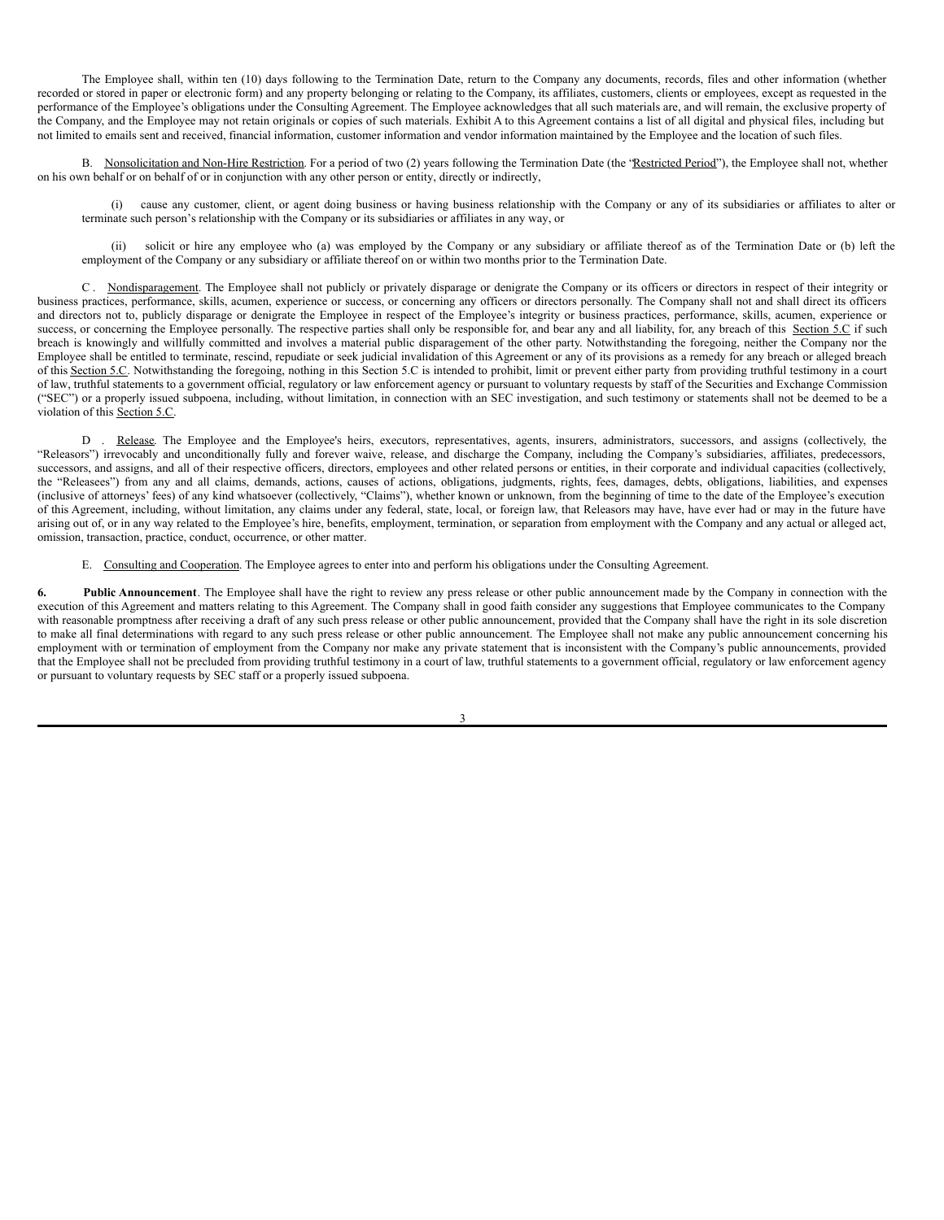The Employee shall, within ten (10) days following to the Termination Date, return to the Company any documents, records, files and other information (whether recorded or stored in paper or electronic form) and any property belonging or relating to the Company, its affiliates, customers, clients or employees, except as requested in the performance of the Employee's obligations under the Consulting Agreement. The Employee acknowledges that all such materials are, and will remain, the exclusive property of the Company, and the Employee may not retain originals or copies of such materials. Exhibit A to this Agreement contains a list of all digital and physical files, including but not limited to emails sent and received, financial information, customer information and vendor information maintained by the Employee and the location of such files.

B. Nonsolicitation and Non-Hire Restriction. For a period of two (2) years following the Termination Date (the "Restricted Period"), the Employee shall not, whether on his own behalf or on behalf of or in conjunction with any other person or entity, directly or indirectly,

(i) cause any customer, client, or agent doing business or having business relationship with the Company or any of its subsidiaries or affiliates to alter or terminate such person's relationship with the Company or its subsidiaries or affiliates in any way, or

(ii) solicit or hire any employee who (a) was employed by the Company or any subsidiary or affiliate thereof as of the Termination Date or (b) left the employment of the Company or any subsidiary or affiliate thereof on or within two months prior to the Termination Date.

C . Nondisparagement. The Employee shall not publicly or privately disparage or denigrate the Company or its officers or directors in respect of their integrity or business practices, performance, skills, acumen, experience or success, or concerning any officers or directors personally. The Company shall not and shall direct its officers and directors not to, publicly disparage or denigrate the Employee in respect of the Employee's integrity or business practices, performance, skills, acumen, experience or success, or concerning the Employee personally. The respective parties shall only be responsible for, and bear any and all liability, for, any breach of this Section 5.C if such breach is knowingly and willfully committed and involves a material public disparagement of the other party. Notwithstanding the foregoing, neither the Company nor the Employee shall be entitled to terminate, rescind, repudiate or seek judicial invalidation of this Agreement or any of its provisions as a remedy for any breach or alleged breach of this Section 5.C. Notwithstanding the foregoing, nothing in this Section 5.C is intended to prohibit, limit or prevent either party from providing truthful testimony in a court of law, truthful statements to a government official, regulatory or law enforcement agency or pursuant to voluntary requests by staff of the Securities and Exchange Commission ("SEC") or a properly issued subpoena, including, without limitation, in connection with an SEC investigation, and such testimony or statements shall not be deemed to be a violation of this Section 5.C.

D . Release. The Employee and the Employee's heirs, executors, representatives, agents, insurers, administrators, successors, and assigns (collectively, the "Releasors") irrevocably and unconditionally fully and forever waive, release, and discharge the Company, including the Company's subsidiaries, affiliates, predecessors, successors, and assigns, and all of their respective officers, directors, employees and other related persons or entities, in their corporate and individual capacities (collectively, the "Releasees") from any and all claims, demands, actions, causes of actions, obligations, judgments, rights, fees, damages, debts, obligations, liabilities, and expenses (inclusive of attorneys' fees) of any kind whatsoever (collectively, "Claims"), whether known or unknown, from the beginning of time to the date of the Employee's execution of this Agreement, including, without limitation, any claims under any federal, state, local, or foreign law, that Releasors may have, have ever had or may in the future have arising out of, or in any way related to the Employee's hire, benefits, employment, termination, or separation from employment with the Company and any actual or alleged act, omission, transaction, practice, conduct, occurrence, or other matter.

E. Consulting and Cooperation. The Employee agrees to enter into and perform his obligations under the Consulting Agreement.

**6. Public Announcement**. The Employee shall have the right to review any press release or other public announcement made by the Company in connection with the execution of this Agreement and matters relating to this Agreement. The Company shall in good faith consider any suggestions that Employee communicates to the Company with reasonable promptness after receiving a draft of any such press release or other public announcement, provided that the Company shall have the right in its sole discretion to make all final determinations with regard to any such press release or other public announcement. The Employee shall not make any public announcement concerning his employment with or termination of employment from the Company nor make any private statement that is inconsistent with the Company's public announcements, provided that the Employee shall not be precluded from providing truthful testimony in a court of law, truthful statements to a government official, regulatory or law enforcement agency or pursuant to voluntary requests by SEC staff or a properly issued subpoena.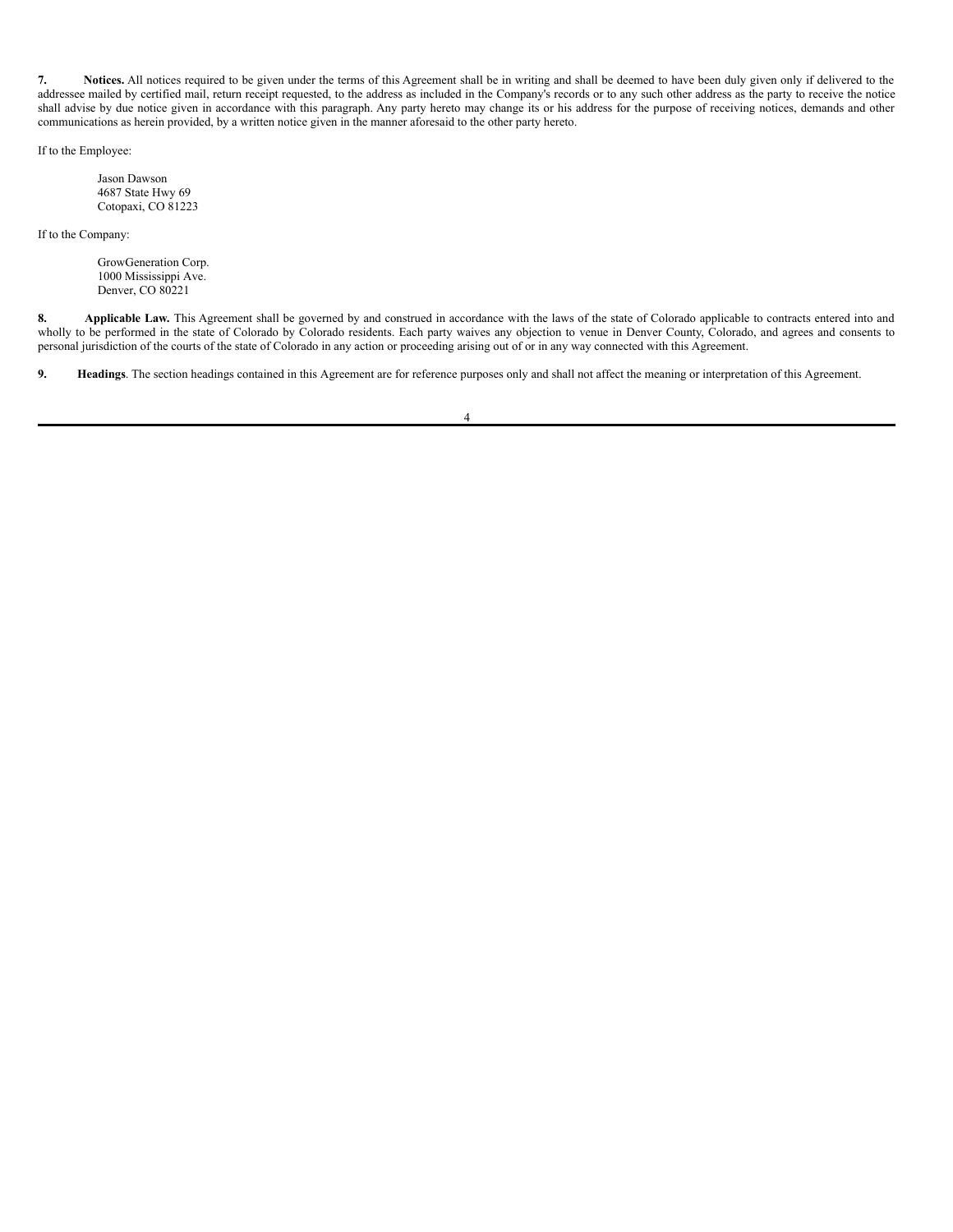**7. Notices.** All notices required to be given under the terms of this Agreement shall be in writing and shall be deemed to have been duly given only if delivered to the addressee mailed by certified mail, return receipt requested, to the address as included in the Company's records or to any such other address as the party to receive the notice shall advise by due notice given in accordance with this paragraph. Any party hereto may change its or his address for the purpose of receiving notices, demands and other communications as herein provided, by a written notice given in the manner aforesaid to the other party hereto.

If to the Employee:

> Jason Dawson
> 4687 State Hwy 69
> Cotopaxi, CO 81223

If to the Company:

> GrowGeneration Corp.
> 1000 Mississippi Ave.
> Denver, CO 80221

**8. Applicable Law.** This Agreement shall be governed by and construed in accordance with the laws of the state of Colorado applicable to contracts entered into and wholly to be performed in the state of Colorado by Colorado residents. Each party waives any objection to venue in Denver County, Colorado, and agrees and consents to personal jurisdiction of the courts of the state of Colorado in any action or proceeding arising out of or in any way connected with this Agreement.

**9. Headings**. The section headings contained in this Agreement are for reference purposes only and shall not affect the meaning or interpretation of this Agreement.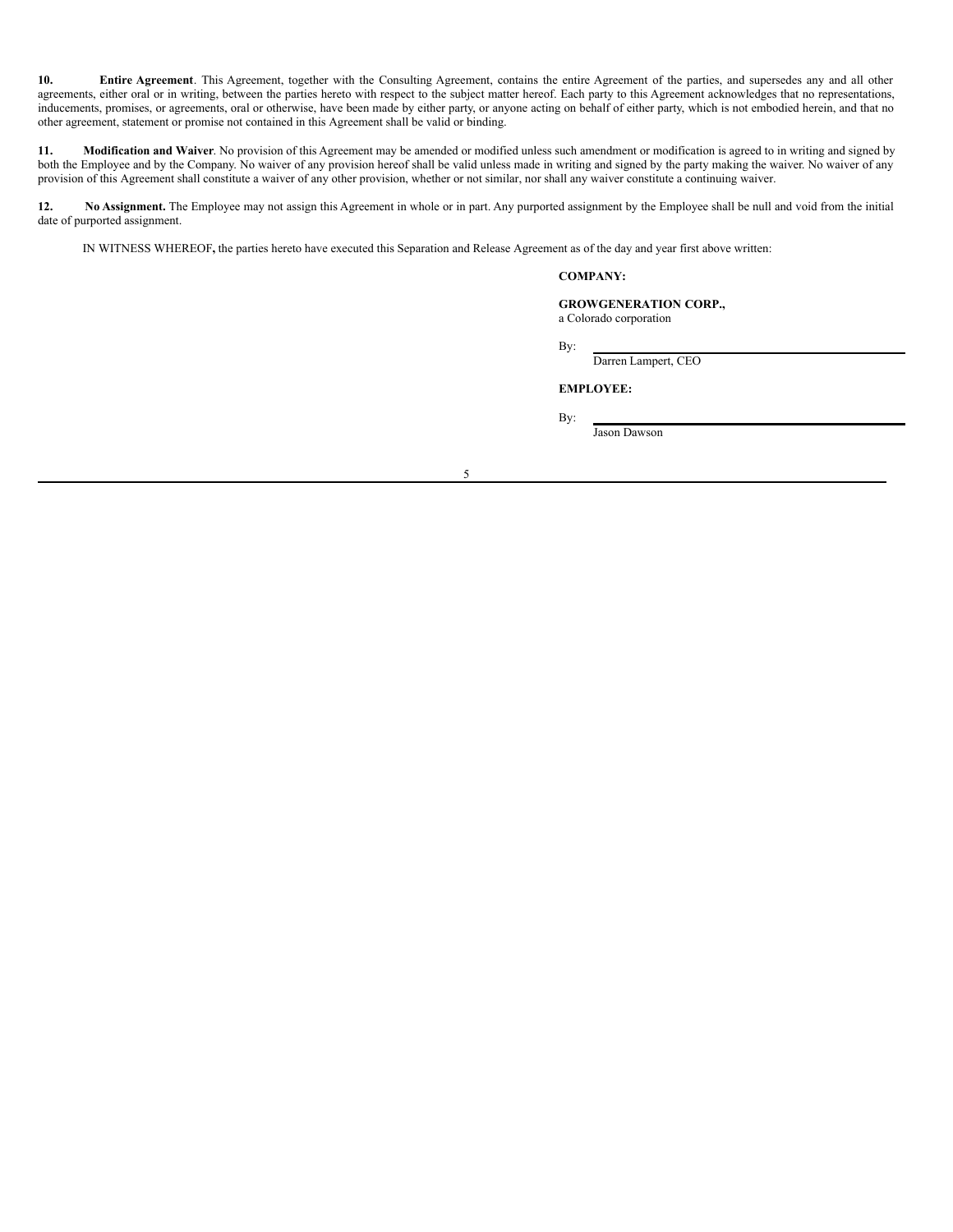**10. Entire Agreement**. This Agreement, together with the Consulting Agreement, contains the entire Agreement of the parties, and supersedes any and all other agreements, either oral or in writing, between the parties hereto with respect to the subject matter hereof. Each party to this Agreement acknowledges that no representations, inducements, promises, or agreements, oral or otherwise, have been made by either party, or anyone acting on behalf of either party, which is not embodied herein, and that no other agreement, statement or promise not contained in this Agreement shall be valid or binding.

**11. Modification and Waiver**. No provision of this Agreement may be amended or modified unless such amendment or modification is agreed to in writing and signed by both the Employee and by the Company. No waiver of any provision hereof shall be valid unless made in writing and signed by the party making the waiver. No waiver of any provision of this Agreement shall constitute a waiver of any other provision, whether or not similar, nor shall any waiver constitute a continuing waiver.

**12. No Assignment.** The Employee may not assign this Agreement in whole or in part. Any purported assignment by the Employee shall be null and void from the initial date of purported assignment.

IN WITNESS WHEREOF**,** the parties hereto have executed this Separation and Release Agreement as of the day and year first above written:

**COMPANY:**

**GROWGENERATION CORP.,**
a Colorado corporation

By: ______________________________
Darren Lampert, CEO

**EMPLOYEE:**

By: ______________________________
Jason Dawson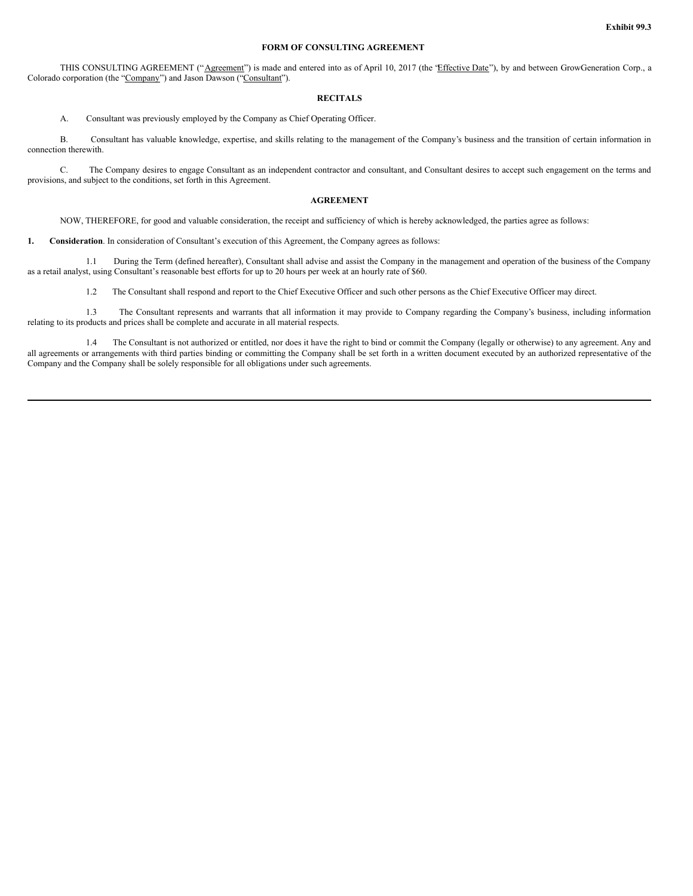**Exhibit 99.3**

# FORM OF CONSULTING AGREEMENT

THIS CONSULTING AGREEMENT ("Agreement") is made and entered into as of April 10, 2017 (the "Effective Date"), by and between GrowGeneration Corp., a Colorado corporation (the "Company") and Jason Dawson ("Consultant").

## RECITALS

A. Consultant was previously employed by the Company as Chief Operating Officer.

B. Consultant has valuable knowledge, expertise, and skills relating to the management of the Company's business and the transition of certain information in connection therewith.

C. The Company desires to engage Consultant as an independent contractor and consultant, and Consultant desires to accept such engagement on the terms and provisions, and subject to the conditions, set forth in this Agreement.

## AGREEMENT

NOW, THEREFORE, for good and valuable consideration, the receipt and sufficiency of which is hereby acknowledged, the parties agree as follows:

**1. Consideration**. In consideration of Consultant's execution of this Agreement, the Company agrees as follows:

1.1 During the Term (defined hereafter), Consultant shall advise and assist the Company in the management and operation of the business of the Company as a retail analyst, using Consultant's reasonable best efforts for up to 20 hours per week at an hourly rate of $60.

1.2 The Consultant shall respond and report to the Chief Executive Officer and such other persons as the Chief Executive Officer may direct.

1.3 The Consultant represents and warrants that all information it may provide to Company regarding the Company's business, including information relating to its products and prices shall be complete and accurate in all material respects.

1.4 The Consultant is not authorized or entitled, nor does it have the right to bind or commit the Company (legally or otherwise) to any agreement. Any and all agreements or arrangements with third parties binding or committing the Company shall be set forth in a written document executed by an authorized representative of the Company and the Company shall be solely responsible for all obligations under such agreements.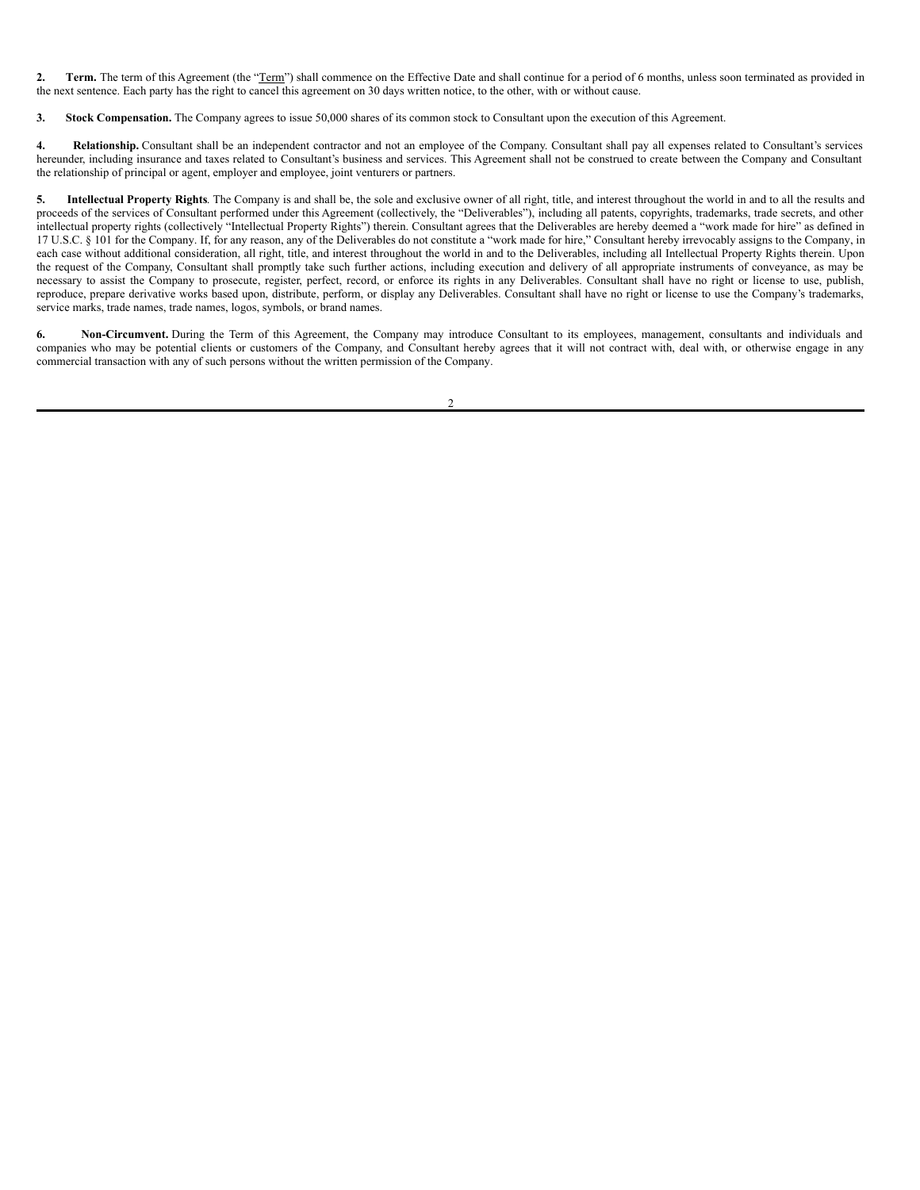**2. Term.** The term of this Agreement (the "Term") shall commence on the Effective Date and shall continue for a period of 6 months, unless soon terminated as provided in the next sentence. Each party has the right to cancel this agreement on 30 days written notice, to the other, with or without cause.

**3. Stock Compensation.** The Company agrees to issue 50,000 shares of its common stock to Consultant upon the execution of this Agreement.

**4. Relationship.** Consultant shall be an independent contractor and not an employee of the Company. Consultant shall pay all expenses related to Consultant's services hereunder, including insurance and taxes related to Consultant's business and services. This Agreement shall not be construed to create between the Company and Consultant the relationship of principal or agent, employer and employee, joint venturers or partners.

**5. Intellectual Property Rights**. The Company is and shall be, the sole and exclusive owner of all right, title, and interest throughout the world in and to all the results and proceeds of the services of Consultant performed under this Agreement (collectively, the "Deliverables"), including all patents, copyrights, trademarks, trade secrets, and other intellectual property rights (collectively "Intellectual Property Rights") therein. Consultant agrees that the Deliverables are hereby deemed a "work made for hire" as defined in 17 U.S.C. § 101 for the Company. If, for any reason, any of the Deliverables do not constitute a "work made for hire," Consultant hereby irrevocably assigns to the Company, in each case without additional consideration, all right, title, and interest throughout the world in and to the Deliverables, including all Intellectual Property Rights therein. Upon the request of the Company, Consultant shall promptly take such further actions, including execution and delivery of all appropriate instruments of conveyance, as may be necessary to assist the Company to prosecute, register, perfect, record, or enforce its rights in any Deliverables. Consultant shall have no right or license to use, publish, reproduce, prepare derivative works based upon, distribute, perform, or display any Deliverables. Consultant shall have no right or license to use the Company's trademarks, service marks, trade names, trade names, logos, symbols, or brand names.

**6. Non-Circumvent.** During the Term of this Agreement, the Company may introduce Consultant to its employees, management, consultants and individuals and companies who may be potential clients or customers of the Company, and Consultant hereby agrees that it will not contract with, deal with, or otherwise engage in any commercial transaction with any of such persons without the written permission of the Company.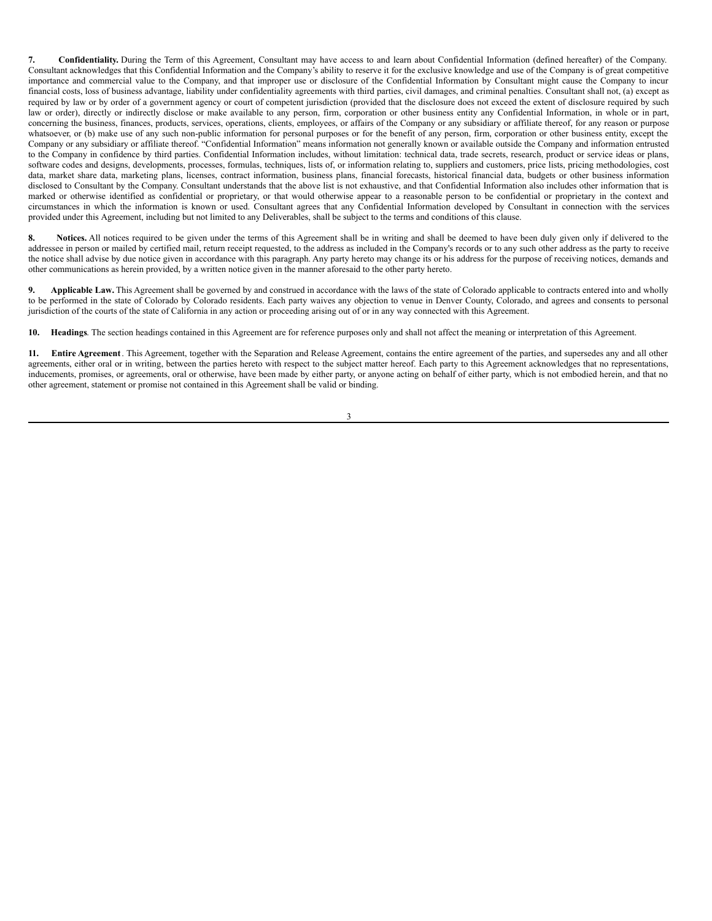**7. Confidentiality.** During the Term of this Agreement, Consultant may have access to and learn about Confidential Information (defined hereafter) of the Company. Consultant acknowledges that this Confidential Information and the Company's ability to reserve it for the exclusive knowledge and use of the Company is of great competitive importance and commercial value to the Company, and that improper use or disclosure of the Confidential Information by Consultant might cause the Company to incur financial costs, loss of business advantage, liability under confidentiality agreements with third parties, civil damages, and criminal penalties. Consultant shall not, (a) except as required by law or by order of a government agency or court of competent jurisdiction (provided that the disclosure does not exceed the extent of disclosure required by such law or order), directly or indirectly disclose or make available to any person, firm, corporation or other business entity any Confidential Information, in whole or in part, concerning the business, finances, products, services, operations, clients, employees, or affairs of the Company or any subsidiary or affiliate thereof, for any reason or purpose whatsoever, or (b) make use of any such non-public information for personal purposes or for the benefit of any person, firm, corporation or other business entity, except the Company or any subsidiary or affiliate thereof. "Confidential Information" means information not generally known or available outside the Company and information entrusted to the Company in confidence by third parties. Confidential Information includes, without limitation: technical data, trade secrets, research, product or service ideas or plans, software codes and designs, developments, processes, formulas, techniques, lists of, or information relating to, suppliers and customers, price lists, pricing methodologies, cost data, market share data, marketing plans, licenses, contract information, business plans, financial forecasts, historical financial data, budgets or other business information disclosed to Consultant by the Company. Consultant understands that the above list is not exhaustive, and that Confidential Information also includes other information that is marked or otherwise identified as confidential or proprietary, or that would otherwise appear to a reasonable person to be confidential or proprietary in the context and circumstances in which the information is known or used. Consultant agrees that any Confidential Information developed by Consultant in connection with the services provided under this Agreement, including but not limited to any Deliverables, shall be subject to the terms and conditions of this clause.

**8. Notices.** All notices required to be given under the terms of this Agreement shall be in writing and shall be deemed to have been duly given only if delivered to the addressee in person or mailed by certified mail, return receipt requested, to the address as included in the Company's records or to any such other address as the party to receive the notice shall advise by due notice given in accordance with this paragraph. Any party hereto may change its or his address for the purpose of receiving notices, demands and other communications as herein provided, by a written notice given in the manner aforesaid to the other party hereto.

**9. Applicable Law.** This Agreement shall be governed by and construed in accordance with the laws of the state of Colorado applicable to contracts entered into and wholly to be performed in the state of Colorado by Colorado residents. Each party waives any objection to venue in Denver County, Colorado, and agrees and consents to personal jurisdiction of the courts of the state of California in any action or proceeding arising out of or in any way connected with this Agreement.

**10. Headings**. The section headings contained in this Agreement are for reference purposes only and shall not affect the meaning or interpretation of this Agreement.

**11. Entire Agreement**. This Agreement, together with the Separation and Release Agreement, contains the entire agreement of the parties, and supersedes any and all other agreements, either oral or in writing, between the parties hereto with respect to the subject matter hereof. Each party to this Agreement acknowledges that no representations, inducements, promises, or agreements, oral or otherwise, have been made by either party, or anyone acting on behalf of either party, which is not embodied herein, and that no other agreement, statement or promise not contained in this Agreement shall be valid or binding.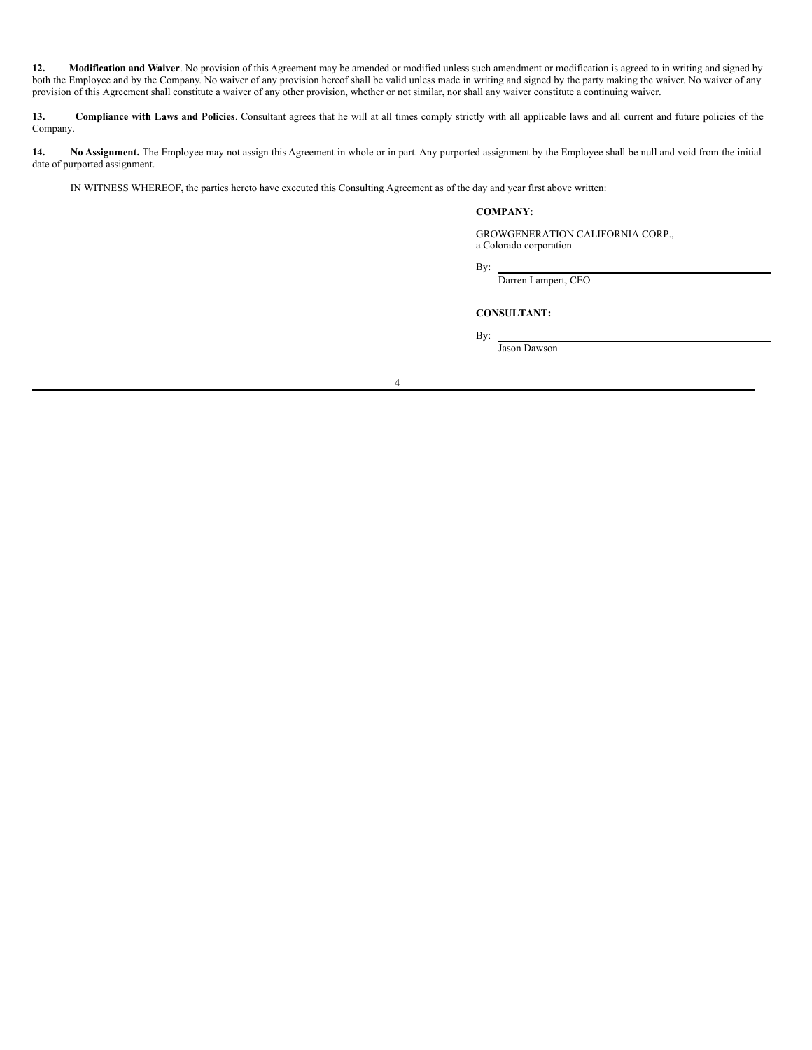**12. Modification and Waiver**. No provision of this Agreement may be amended or modified unless such amendment or modification is agreed to in writing and signed by both the Employee and by the Company. No waiver of any provision hereof shall be valid unless made in writing and signed by the party making the waiver. No waiver of any provision of this Agreement shall constitute a waiver of any other provision, whether or not similar, nor shall any waiver constitute a continuing waiver.

**13. Compliance with Laws and Policies**. Consultant agrees that he will at all times comply strictly with all applicable laws and all current and future policies of the Company.

**14. No Assignment.** The Employee may not assign this Agreement in whole or in part. Any purported assignment by the Employee shall be null and void from the initial date of purported assignment.

IN WITNESS WHEREOF**,** the parties hereto have executed this Consulting Agreement as of the day and year first above written:

**COMPANY:**

GROWGENERATION CALIFORNIA CORP.,
a Colorado corporation

By: \_\_\_\_\_\_\_\_\_\_\_\_\_\_\_\_\_\_\_\_\_\_\_\_\_\_\_\_\_\_
Darren Lampert, CEO

**CONSULTANT:**

By: \_\_\_\_\_\_\_\_\_\_\_\_\_\_\_\_\_\_\_\_\_\_\_\_\_\_\_\_\_\_
Jason Dawson